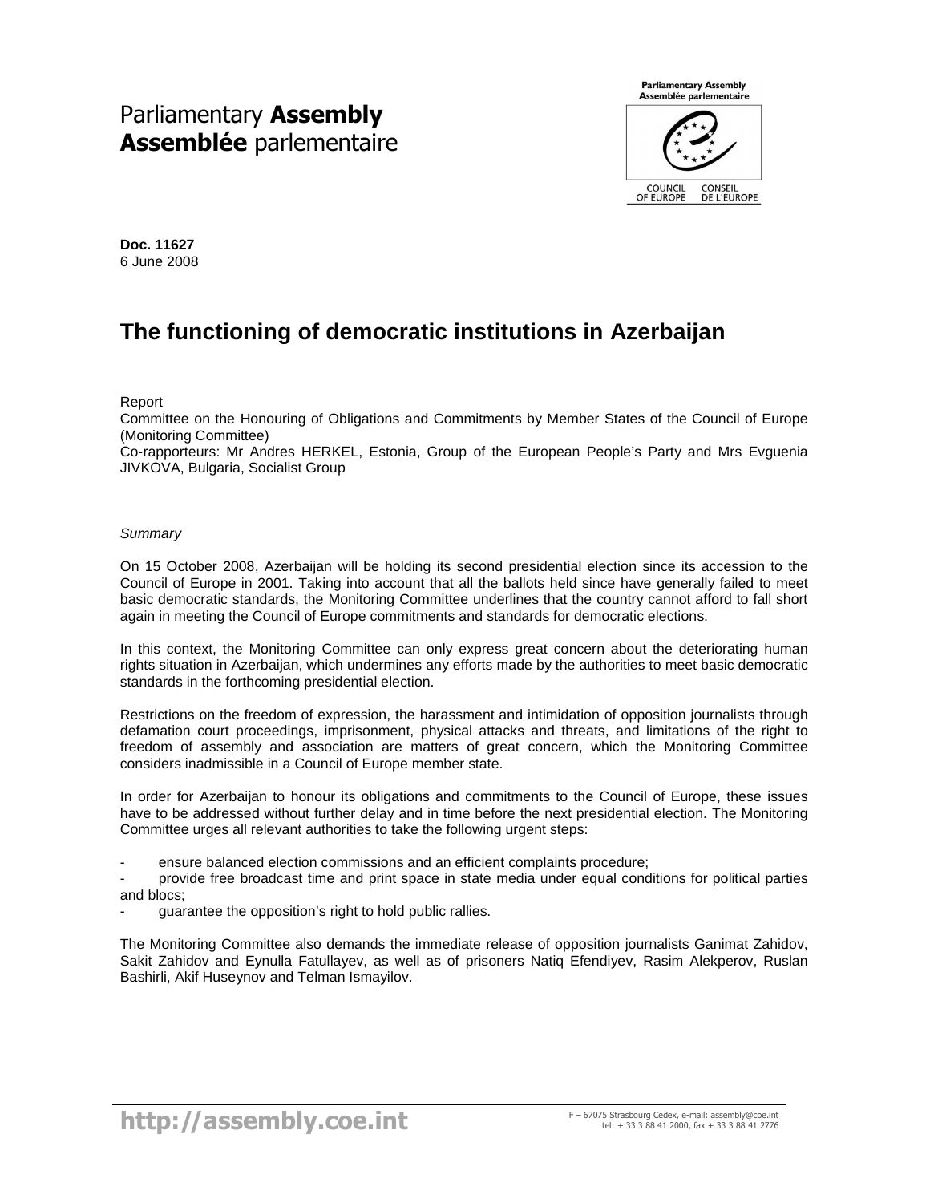Parliamentary **Assembly**
**Assemblée** parlementaire

**Doc. 11627**
6 June 2008

# The functioning of democratic institutions in Azerbaijan

Report
Committee on the Honouring of Obligations and Commitments by Member States of the Council of Europe (Monitoring Committee)
Co-rapporteurs: Mr Andres HERKEL, Estonia, Group of the European People's Party and Mrs Evguenia JIVKOVA, Bulgaria, Socialist Group

*Summary*

On 15 October 2008, Azerbaijan will be holding its second presidential election since its accession to the Council of Europe in 2001. Taking into account that all the ballots held since have generally failed to meet basic democratic standards, the Monitoring Committee underlines that the country cannot afford to fall short again in meeting the Council of Europe commitments and standards for democratic elections.

In this context, the Monitoring Committee can only express great concern about the deteriorating human rights situation in Azerbaijan, which undermines any efforts made by the authorities to meet basic democratic standards in the forthcoming presidential election.

Restrictions on the freedom of expression, the harassment and intimidation of opposition journalists through defamation court proceedings, imprisonment, physical attacks and threats, and limitations of the right to freedom of assembly and association are matters of great concern, which the Monitoring Committee considers inadmissible in a Council of Europe member state.

In order for Azerbaijan to honour its obligations and commitments to the Council of Europe, these issues have to be addressed without further delay and in time before the next presidential election. The Monitoring Committee urges all relevant authorities to take the following urgent steps:

- ensure balanced election commissions and an efficient complaints procedure;
- provide free broadcast time and print space in state media under equal conditions for political parties and blocs;
- guarantee the opposition's right to hold public rallies.

The Monitoring Committee also demands the immediate release of opposition journalists Ganimat Zahidov, Sakit Zahidov and Eynulla Fatullayev, as well as of prisoners Natiq Efendiyev, Rasim Alekperov, Ruslan Bashirli, Akif Huseynov and Telman Ismayilov.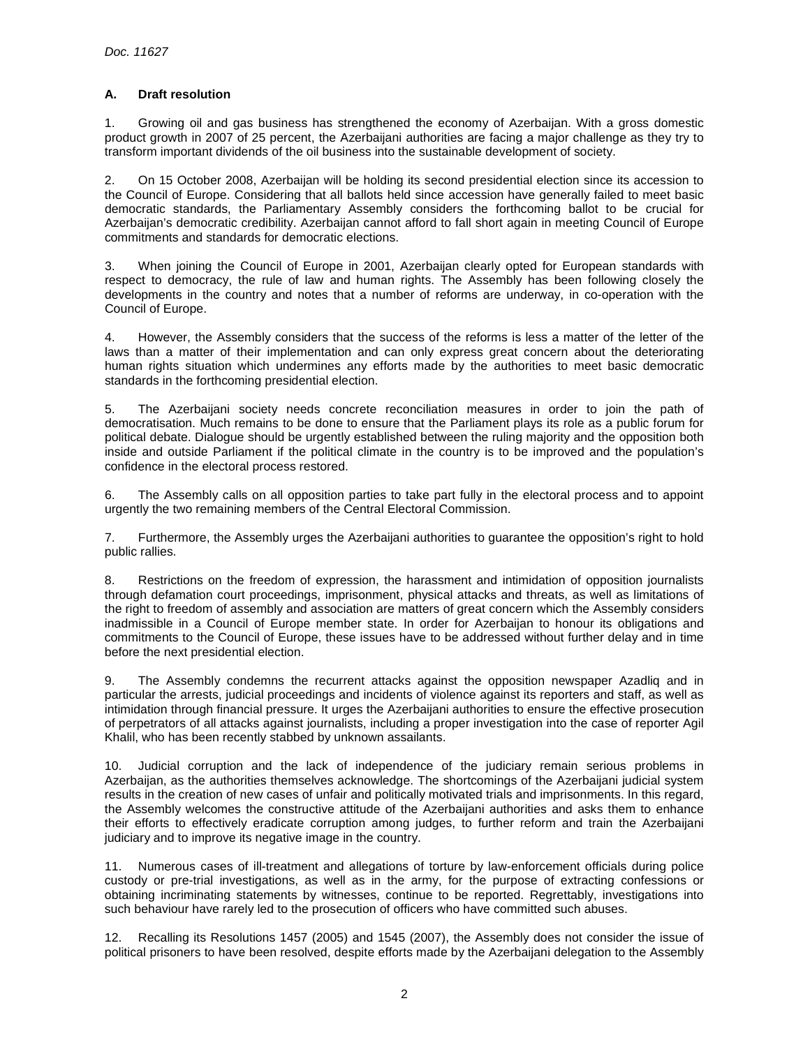### A. Draft resolution

1. Growing oil and gas business has strengthened the economy of Azerbaijan. With a gross domestic product growth in 2007 of 25 percent, the Azerbaijani authorities are facing a major challenge as they try to transform important dividends of the oil business into the sustainable development of society.

2. On 15 October 2008, Azerbaijan will be holding its second presidential election since its accession to the Council of Europe. Considering that all ballots held since accession have generally failed to meet basic democratic standards, the Parliamentary Assembly considers the forthcoming ballot to be crucial for Azerbaijan's democratic credibility. Azerbaijan cannot afford to fall short again in meeting Council of Europe commitments and standards for democratic elections.

3. When joining the Council of Europe in 2001, Azerbaijan clearly opted for European standards with respect to democracy, the rule of law and human rights. The Assembly has been following closely the developments in the country and notes that a number of reforms are underway, in co-operation with the Council of Europe.

4. However, the Assembly considers that the success of the reforms is less a matter of the letter of the laws than a matter of their implementation and can only express great concern about the deteriorating human rights situation which undermines any efforts made by the authorities to meet basic democratic standards in the forthcoming presidential election.

5. The Azerbaijani society needs concrete reconciliation measures in order to join the path of democratisation. Much remains to be done to ensure that the Parliament plays its role as a public forum for political debate. Dialogue should be urgently established between the ruling majority and the opposition both inside and outside Parliament if the political climate in the country is to be improved and the population's confidence in the electoral process restored.

6. The Assembly calls on all opposition parties to take part fully in the electoral process and to appoint urgently the two remaining members of the Central Electoral Commission.

7. Furthermore, the Assembly urges the Azerbaijani authorities to guarantee the opposition's right to hold public rallies.

8. Restrictions on the freedom of expression, the harassment and intimidation of opposition journalists through defamation court proceedings, imprisonment, physical attacks and threats, as well as limitations of the right to freedom of assembly and association are matters of great concern which the Assembly considers inadmissible in a Council of Europe member state. In order for Azerbaijan to honour its obligations and commitments to the Council of Europe, these issues have to be addressed without further delay and in time before the next presidential election.

9. The Assembly condemns the recurrent attacks against the opposition newspaper Azadliq and in particular the arrests, judicial proceedings and incidents of violence against its reporters and staff, as well as intimidation through financial pressure. It urges the Azerbaijani authorities to ensure the effective prosecution of perpetrators of all attacks against journalists, including a proper investigation into the case of reporter Agil Khalil, who has been recently stabbed by unknown assailants.

10. Judicial corruption and the lack of independence of the judiciary remain serious problems in Azerbaijan, as the authorities themselves acknowledge. The shortcomings of the Azerbaijani judicial system results in the creation of new cases of unfair and politically motivated trials and imprisonments. In this regard, the Assembly welcomes the constructive attitude of the Azerbaijani authorities and asks them to enhance their efforts to effectively eradicate corruption among judges, to further reform and train the Azerbaijani judiciary and to improve its negative image in the country.

11. Numerous cases of ill-treatment and allegations of torture by law-enforcement officials during police custody or pre-trial investigations, as well as in the army, for the purpose of extracting confessions or obtaining incriminating statements by witnesses, continue to be reported. Regrettably, investigations into such behaviour have rarely led to the prosecution of officers who have committed such abuses.

12. Recalling its Resolutions 1457 (2005) and 1545 (2007), the Assembly does not consider the issue of political prisoners to have been resolved, despite efforts made by the Azerbaijani delegation to the Assembly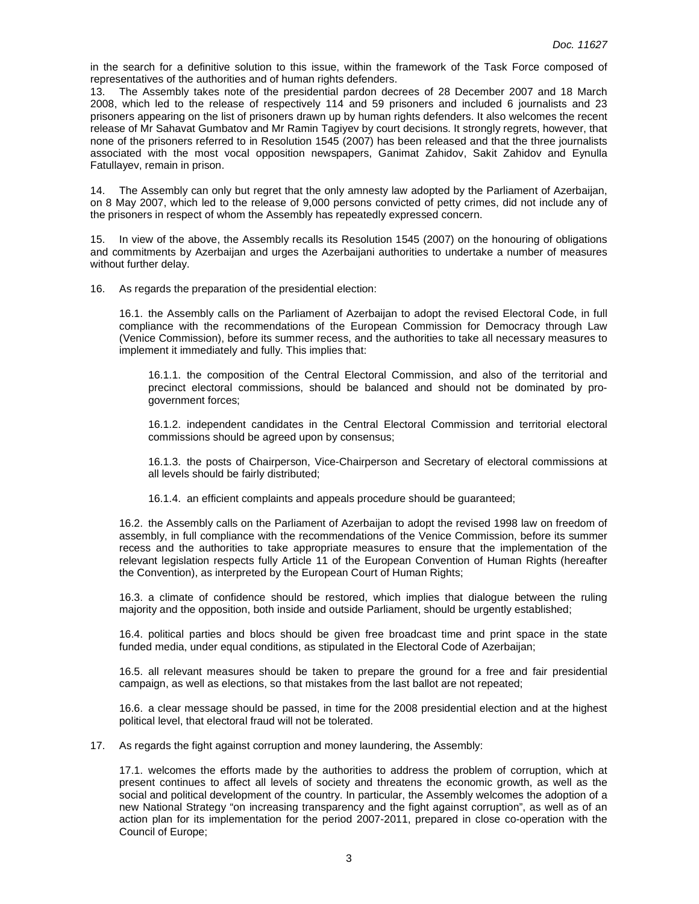in the search for a definitive solution to this issue, within the framework of the Task Force composed of representatives of the authorities and of human rights defenders.

13. The Assembly takes note of the presidential pardon decrees of 28 December 2007 and 18 March 2008, which led to the release of respectively 114 and 59 prisoners and included 6 journalists and 23 prisoners appearing on the list of prisoners drawn up by human rights defenders. It also welcomes the recent release of Mr Sahavat Gumbatov and Mr Ramin Tagiyev by court decisions. It strongly regrets, however, that none of the prisoners referred to in Resolution 1545 (2007) has been released and that the three journalists associated with the most vocal opposition newspapers, Ganimat Zahidov, Sakit Zahidov and Eynulla Fatullayev, remain in prison.

14. The Assembly can only but regret that the only amnesty law adopted by the Parliament of Azerbaijan, on 8 May 2007, which led to the release of 9,000 persons convicted of petty crimes, did not include any of the prisoners in respect of whom the Assembly has repeatedly expressed concern.

15. In view of the above, the Assembly recalls its Resolution 1545 (2007) on the honouring of obligations and commitments by Azerbaijan and urges the Azerbaijani authorities to undertake a number of measures without further delay.

16. As regards the preparation of the presidential election:

16.1. the Assembly calls on the Parliament of Azerbaijan to adopt the revised Electoral Code, in full compliance with the recommendations of the European Commission for Democracy through Law (Venice Commission), before its summer recess, and the authorities to take all necessary measures to implement it immediately and fully. This implies that:

16.1.1. the composition of the Central Electoral Commission, and also of the territorial and precinct electoral commissions, should be balanced and should not be dominated by pro-government forces;

16.1.2. independent candidates in the Central Electoral Commission and territorial electoral commissions should be agreed upon by consensus;

16.1.3. the posts of Chairperson, Vice-Chairperson and Secretary of electoral commissions at all levels should be fairly distributed;

16.1.4. an efficient complaints and appeals procedure should be guaranteed;

16.2. the Assembly calls on the Parliament of Azerbaijan to adopt the revised 1998 law on freedom of assembly, in full compliance with the recommendations of the Venice Commission, before its summer recess and the authorities to take appropriate measures to ensure that the implementation of the relevant legislation respects fully Article 11 of the European Convention of Human Rights (hereafter the Convention), as interpreted by the European Court of Human Rights;

16.3. a climate of confidence should be restored, which implies that dialogue between the ruling majority and the opposition, both inside and outside Parliament, should be urgently established;

16.4. political parties and blocs should be given free broadcast time and print space in the state funded media, under equal conditions, as stipulated in the Electoral Code of Azerbaijan;

16.5. all relevant measures should be taken to prepare the ground for a free and fair presidential campaign, as well as elections, so that mistakes from the last ballot are not repeated;

16.6. a clear message should be passed, in time for the 2008 presidential election and at the highest political level, that electoral fraud will not be tolerated.

17. As regards the fight against corruption and money laundering, the Assembly:

17.1. welcomes the efforts made by the authorities to address the problem of corruption, which at present continues to affect all levels of society and threatens the economic growth, as well as the social and political development of the country. In particular, the Assembly welcomes the adoption of a new National Strategy "on increasing transparency and the fight against corruption", as well as of an action plan for its implementation for the period 2007-2011, prepared in close co-operation with the Council of Europe;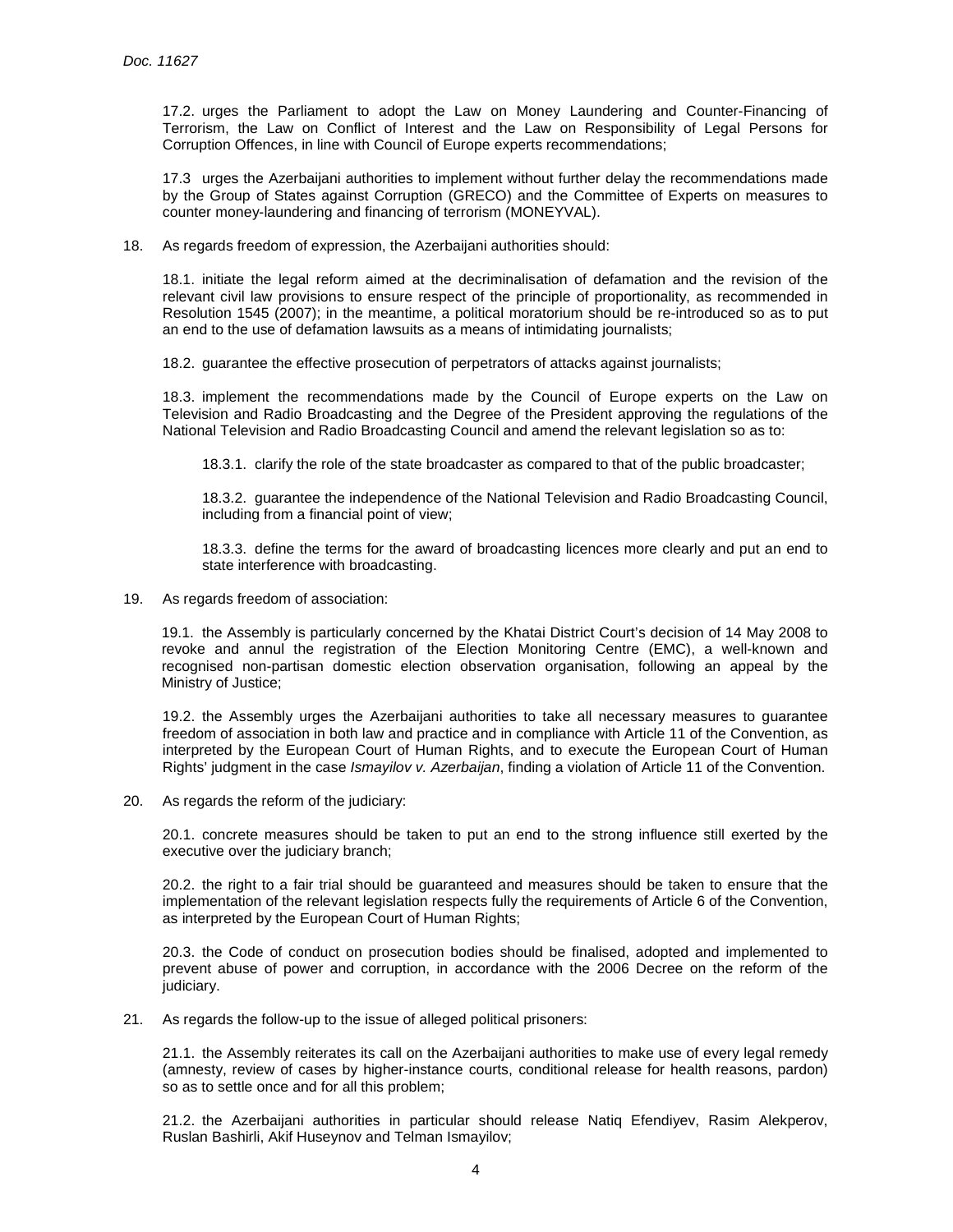17.2. urges the Parliament to adopt the Law on Money Laundering and Counter-Financing of Terrorism, the Law on Conflict of Interest and the Law on Responsibility of Legal Persons for Corruption Offences, in line with Council of Europe experts recommendations;

17.3 urges the Azerbaijani authorities to implement without further delay the recommendations made by the Group of States against Corruption (GRECO) and the Committee of Experts on measures to counter money-laundering and financing of terrorism (MONEYVAL).

18. As regards freedom of expression, the Azerbaijani authorities should:

18.1. initiate the legal reform aimed at the decriminalisation of defamation and the revision of the relevant civil law provisions to ensure respect of the principle of proportionality, as recommended in Resolution 1545 (2007); in the meantime, a political moratorium should be re-introduced so as to put an end to the use of defamation lawsuits as a means of intimidating journalists;

18.2. guarantee the effective prosecution of perpetrators of attacks against journalists;

18.3. implement the recommendations made by the Council of Europe experts on the Law on Television and Radio Broadcasting and the Degree of the President approving the regulations of the National Television and Radio Broadcasting Council and amend the relevant legislation so as to:

18.3.1. clarify the role of the state broadcaster as compared to that of the public broadcaster;

18.3.2. guarantee the independence of the National Television and Radio Broadcasting Council, including from a financial point of view;

18.3.3. define the terms for the award of broadcasting licences more clearly and put an end to state interference with broadcasting.

19. As regards freedom of association:

19.1. the Assembly is particularly concerned by the Khatai District Court's decision of 14 May 2008 to revoke and annul the registration of the Election Monitoring Centre (EMC), a well-known and recognised non-partisan domestic election observation organisation, following an appeal by the Ministry of Justice;

19.2. the Assembly urges the Azerbaijani authorities to take all necessary measures to guarantee freedom of association in both law and practice and in compliance with Article 11 of the Convention, as interpreted by the European Court of Human Rights, and to execute the European Court of Human Rights' judgment in the case *Ismayilov v. Azerbaijan*, finding a violation of Article 11 of the Convention.

20. As regards the reform of the judiciary:

20.1. concrete measures should be taken to put an end to the strong influence still exerted by the executive over the judiciary branch;

20.2. the right to a fair trial should be guaranteed and measures should be taken to ensure that the implementation of the relevant legislation respects fully the requirements of Article 6 of the Convention, as interpreted by the European Court of Human Rights;

20.3. the Code of conduct on prosecution bodies should be finalised, adopted and implemented to prevent abuse of power and corruption, in accordance with the 2006 Decree on the reform of the judiciary.

21. As regards the follow-up to the issue of alleged political prisoners:

21.1. the Assembly reiterates its call on the Azerbaijani authorities to make use of every legal remedy (amnesty, review of cases by higher-instance courts, conditional release for health reasons, pardon) so as to settle once and for all this problem;

21.2. the Azerbaijani authorities in particular should release Natiq Efendiyev, Rasim Alekperov, Ruslan Bashirli, Akif Huseynov and Telman Ismayilov;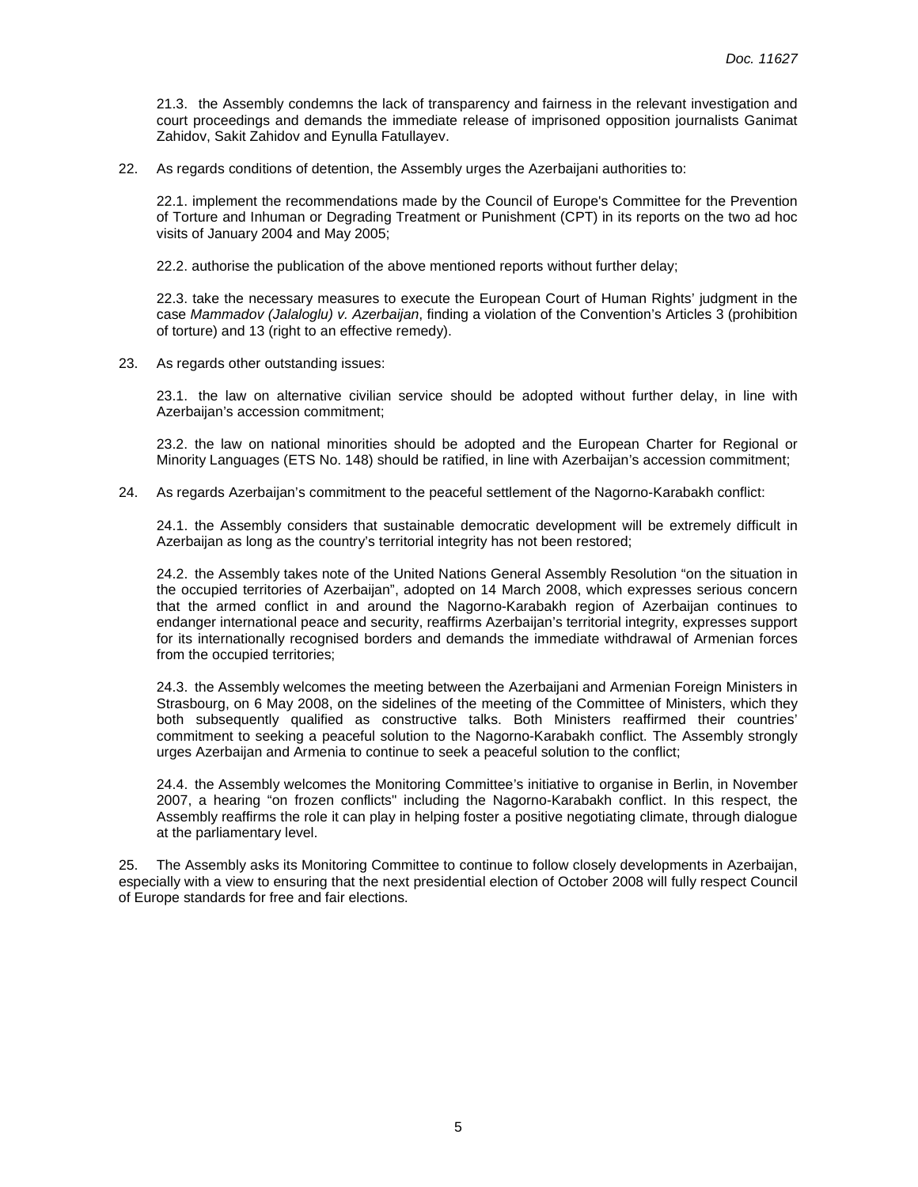21.3. the Assembly condemns the lack of transparency and fairness in the relevant investigation and court proceedings and demands the immediate release of imprisoned opposition journalists Ganimat Zahidov, Sakit Zahidov and Eynulla Fatullayev.

22. As regards conditions of detention, the Assembly urges the Azerbaijani authorities to:

22.1. implement the recommendations made by the Council of Europe's Committee for the Prevention of Torture and Inhuman or Degrading Treatment or Punishment (CPT) in its reports on the two ad hoc visits of January 2004 and May 2005;

22.2. authorise the publication of the above mentioned reports without further delay;

22.3. take the necessary measures to execute the European Court of Human Rights' judgment in the case *Mammadov (Jalaloglu) v. Azerbaijan*, finding a violation of the Convention's Articles 3 (prohibition of torture) and 13 (right to an effective remedy).

23. As regards other outstanding issues:

23.1. the law on alternative civilian service should be adopted without further delay, in line with Azerbaijan's accession commitment;

23.2. the law on national minorities should be adopted and the European Charter for Regional or Minority Languages (ETS No. 148) should be ratified, in line with Azerbaijan's accession commitment;

24. As regards Azerbaijan's commitment to the peaceful settlement of the Nagorno-Karabakh conflict:

24.1. the Assembly considers that sustainable democratic development will be extremely difficult in Azerbaijan as long as the country's territorial integrity has not been restored;

24.2. the Assembly takes note of the United Nations General Assembly Resolution "on the situation in the occupied territories of Azerbaijan", adopted on 14 March 2008, which expresses serious concern that the armed conflict in and around the Nagorno-Karabakh region of Azerbaijan continues to endanger international peace and security, reaffirms Azerbaijan's territorial integrity, expresses support for its internationally recognised borders and demands the immediate withdrawal of Armenian forces from the occupied territories;

24.3. the Assembly welcomes the meeting between the Azerbaijani and Armenian Foreign Ministers in Strasbourg, on 6 May 2008, on the sidelines of the meeting of the Committee of Ministers, which they both subsequently qualified as constructive talks. Both Ministers reaffirmed their countries' commitment to seeking a peaceful solution to the Nagorno-Karabakh conflict. The Assembly strongly urges Azerbaijan and Armenia to continue to seek a peaceful solution to the conflict;

24.4. the Assembly welcomes the Monitoring Committee's initiative to organise in Berlin, in November 2007, a hearing "on frozen conflicts" including the Nagorno-Karabakh conflict. In this respect, the Assembly reaffirms the role it can play in helping foster a positive negotiating climate, through dialogue at the parliamentary level.

25. The Assembly asks its Monitoring Committee to continue to follow closely developments in Azerbaijan, especially with a view to ensuring that the next presidential election of October 2008 will fully respect Council of Europe standards for free and fair elections.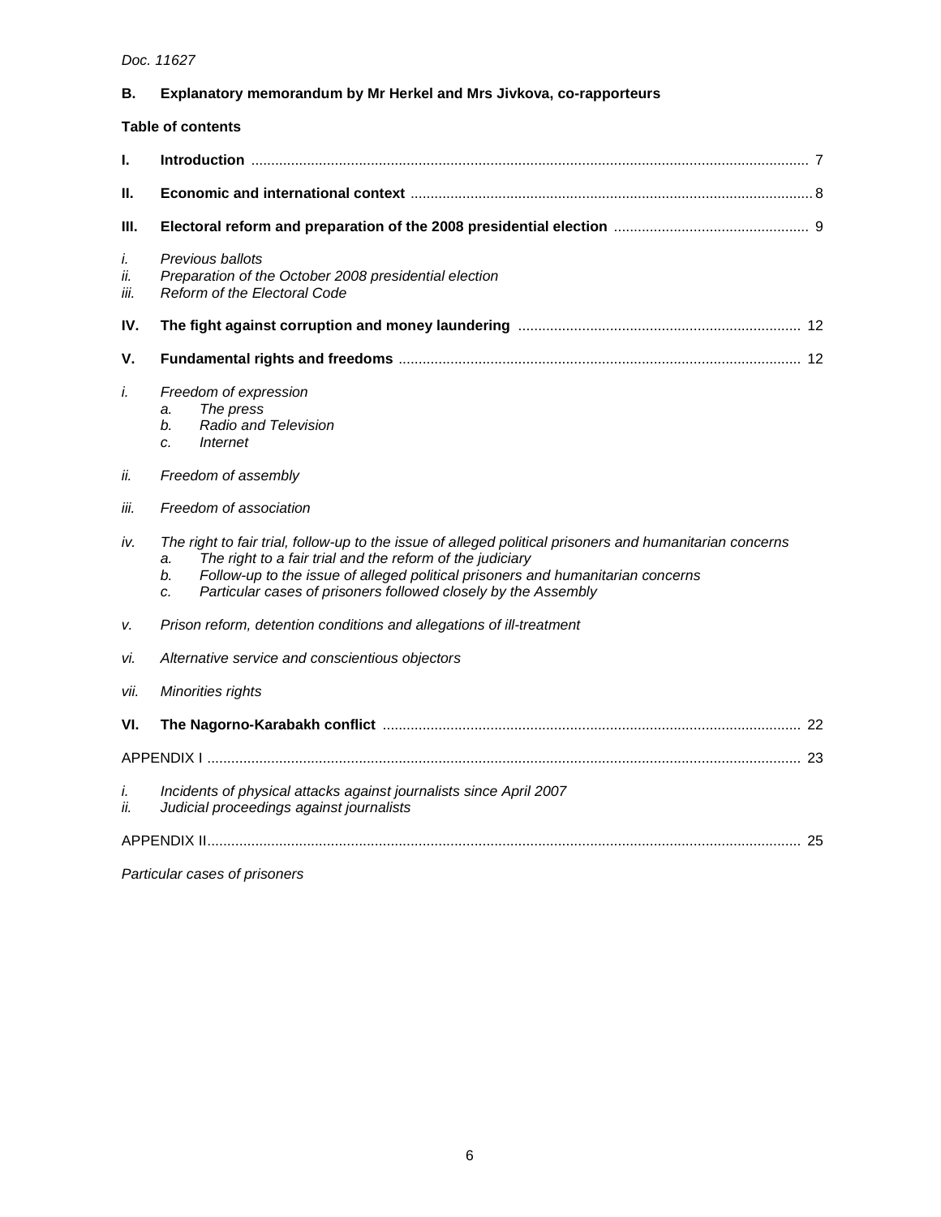## B. Explanatory memorandum by Mr Herkel and Mrs Jivkova, co-rapporteurs

**Table of contents**

**I. Introduction** .......... 7

**II. Economic and international context** .......... 8

**III. Electoral reform and preparation of the 2008 presidential election** .......... 9

*i. Previous ballots*
*ii. Preparation of the October 2008 presidential election*
*iii. Reform of the Electoral Code*

**IV. The fight against corruption and money laundering** .......... 12

**V. Fundamental rights and freedoms** .......... 12

*i. Freedom of expression*
- *a. The press*
- *b. Radio and Television*
- *c. Internet*

*ii. Freedom of assembly*

*iii. Freedom of association*

*iv. The right to fair trial, follow-up to the issue of alleged political prisoners and humanitarian concerns*
- *a. The right to a fair trial and the reform of the judiciary*
- *b. Follow-up to the issue of alleged political prisoners and humanitarian concerns*
- *c. Particular cases of prisoners followed closely by the Assembly*

*v. Prison reform, detention conditions and allegations of ill-treatment*

*vi. Alternative service and conscientious objectors*

*vii. Minorities rights*

**VI. The Nagorno-Karabakh conflict** .......... 22

APPENDIX I .......... 23

*i. Incidents of physical attacks against journalists since April 2007*
*ii. Judicial proceedings against journalists*

APPENDIX II .......... 25

*Particular cases of prisoners*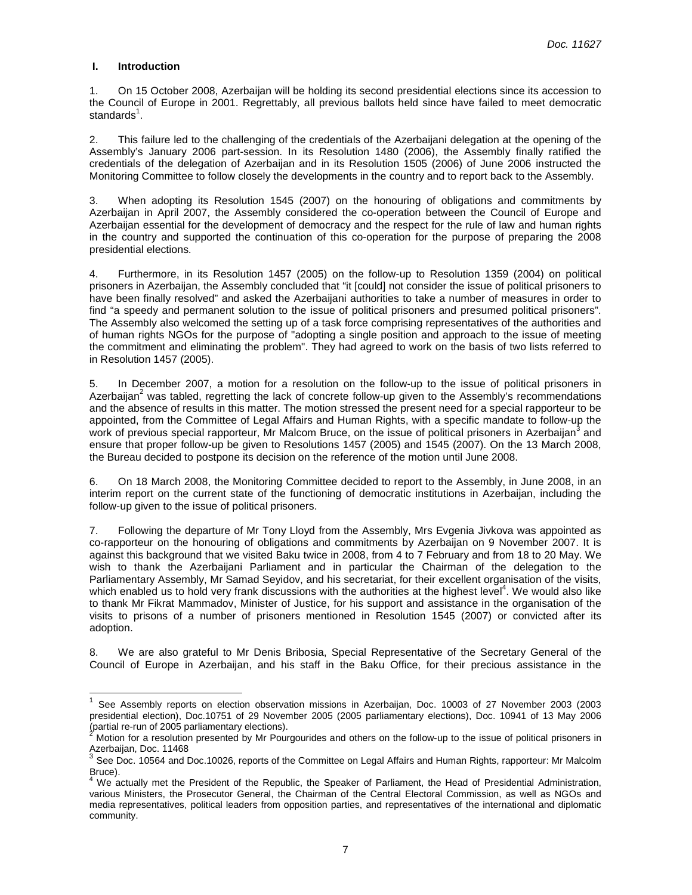## I. Introduction

1. On 15 October 2008, Azerbaijan will be holding its second presidential elections since its accession to the Council of Europe in 2001. Regrettably, all previous ballots held since have failed to meet democratic standards[1].

2. This failure led to the challenging of the credentials of the Azerbaijani delegation at the opening of the Assembly's January 2006 part-session. In its Resolution 1480 (2006), the Assembly finally ratified the credentials of the delegation of Azerbaijan and in its Resolution 1505 (2006) of June 2006 instructed the Monitoring Committee to follow closely the developments in the country and to report back to the Assembly.

3. When adopting its Resolution 1545 (2007) on the honouring of obligations and commitments by Azerbaijan in April 2007, the Assembly considered the co-operation between the Council of Europe and Azerbaijan essential for the development of democracy and the respect for the rule of law and human rights in the country and supported the continuation of this co-operation for the purpose of preparing the 2008 presidential elections.

4. Furthermore, in its Resolution 1457 (2005) on the follow-up to Resolution 1359 (2004) on political prisoners in Azerbaijan, the Assembly concluded that "it [could] not consider the issue of political prisoners to have been finally resolved" and asked the Azerbaijani authorities to take a number of measures in order to find "a speedy and permanent solution to the issue of political prisoners and presumed political prisoners". The Assembly also welcomed the setting up of a task force comprising representatives of the authorities and of human rights NGOs for the purpose of "adopting a single position and approach to the issue of meeting the commitment and eliminating the problem". They had agreed to work on the basis of two lists referred to in Resolution 1457 (2005).

5. In December 2007, a motion for a resolution on the follow-up to the issue of political prisoners in Azerbaijan[2] was tabled, regretting the lack of concrete follow-up given to the Assembly's recommendations and the absence of results in this matter. The motion stressed the present need for a special rapporteur to be appointed, from the Committee of Legal Affairs and Human Rights, with a specific mandate to follow-up the work of previous special rapporteur, Mr Malcom Bruce, on the issue of political prisoners in Azerbaijan[3] and ensure that proper follow-up be given to Resolutions 1457 (2005) and 1545 (2007). On the 13 March 2008, the Bureau decided to postpone its decision on the reference of the motion until June 2008.

6. On 18 March 2008, the Monitoring Committee decided to report to the Assembly, in June 2008, in an interim report on the current state of the functioning of democratic institutions in Azerbaijan, including the follow-up given to the issue of political prisoners.

7. Following the departure of Mr Tony Lloyd from the Assembly, Mrs Evgenia Jivkova was appointed as co-rapporteur on the honouring of obligations and commitments by Azerbaijan on 9 November 2007. It is against this background that we visited Baku twice in 2008, from 4 to 7 February and from 18 to 20 May. We wish to thank the Azerbaijani Parliament and in particular the Chairman of the delegation to the Parliamentary Assembly, Mr Samad Seyidov, and his secretariat, for their excellent organisation of the visits, which enabled us to hold very frank discussions with the authorities at the highest level[4]. We would also like to thank Mr Fikrat Mammadov, Minister of Justice, for his support and assistance in the organisation of the visits to prisons of a number of prisoners mentioned in Resolution 1545 (2007) or convicted after its adoption.

8. We are also grateful to Mr Denis Bribosia, Special Representative of the Secretary General of the Council of Europe in Azerbaijan, and his staff in the Baku Office, for their precious assistance in the

---

[1] See Assembly reports on election observation missions in Azerbaijan, Doc. 10003 of 27 November 2003 (2003 presidential election), Doc.10751 of 29 November 2005 (2005 parliamentary elections), Doc. 10941 of 13 May 2006 (partial re-run of 2005 parliamentary elections).

[2] Motion for a resolution presented by Mr Pourgourides and others on the follow-up to the issue of political prisoners in Azerbaijan, Doc. 11468

[3] See Doc. 10564 and Doc.10026, reports of the Committee on Legal Affairs and Human Rights, rapporteur: Mr Malcolm Bruce).

[4] We actually met the President of the Republic, the Speaker of Parliament, the Head of Presidential Administration, various Ministers, the Prosecutor General, the Chairman of the Central Electoral Commission, as well as NGOs and media representatives, political leaders from opposition parties, and representatives of the international and diplomatic community.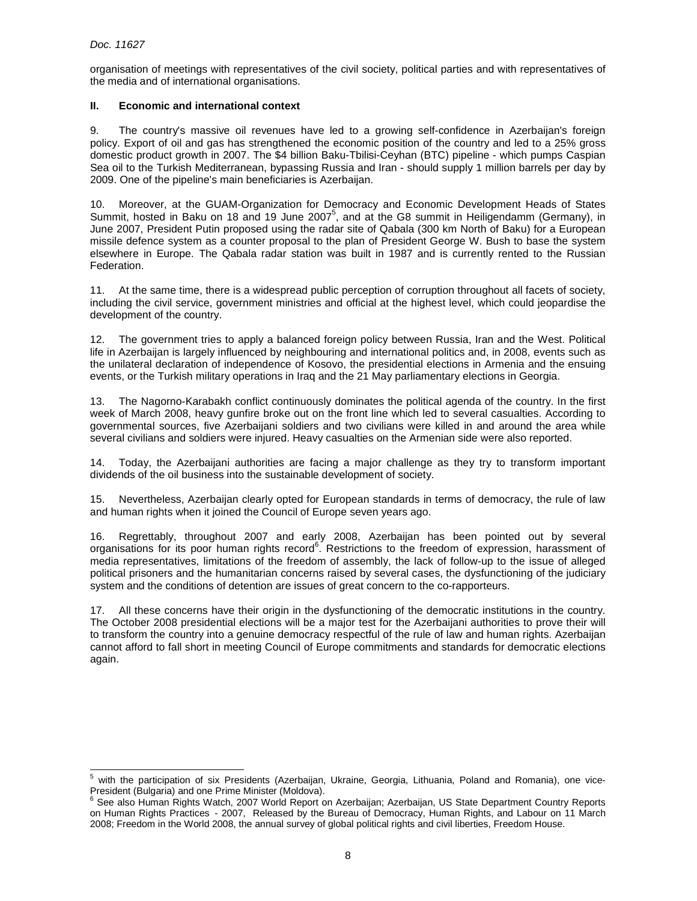organisation of meetings with representatives of the civil society, political parties and with representatives of the media and of international organisations.

## II. Economic and international context

9. The country's massive oil revenues have led to a growing self-confidence in Azerbaijan's foreign policy. Export of oil and gas has strengthened the economic position of the country and led to a 25% gross domestic product growth in 2007. The $4 billion Baku-Tbilisi-Ceyhan (BTC) pipeline - which pumps Caspian Sea oil to the Turkish Mediterranean, bypassing Russia and Iran - should supply 1 million barrels per day by 2009. One of the pipeline's main beneficiaries is Azerbaijan.

10. Moreover, at the GUAM-Organization for Democracy and Economic Development Heads of States Summit, hosted in Baku on 18 and 19 June 2007[5], and at the G8 summit in Heiligendamm (Germany), in June 2007, President Putin proposed using the radar site of Qabala (300 km North of Baku) for a European missile defence system as a counter proposal to the plan of President George W. Bush to base the system elsewhere in Europe. The Qabala radar station was built in 1987 and is currently rented to the Russian Federation.

11. At the same time, there is a widespread public perception of corruption throughout all facets of society, including the civil service, government ministries and official at the highest level, which could jeopardise the development of the country.

12. The government tries to apply a balanced foreign policy between Russia, Iran and the West. Political life in Azerbaijan is largely influenced by neighbouring and international politics and, in 2008, events such as the unilateral declaration of independence of Kosovo, the presidential elections in Armenia and the ensuing events, or the Turkish military operations in Iraq and the 21 May parliamentary elections in Georgia.

13. The Nagorno-Karabakh conflict continuously dominates the political agenda of the country. In the first week of March 2008, heavy gunfire broke out on the front line which led to several casualties. According to governmental sources, five Azerbaijani soldiers and two civilians were killed in and around the area while several civilians and soldiers were injured. Heavy casualties on the Armenian side were also reported.

14. Today, the Azerbaijani authorities are facing a major challenge as they try to transform important dividends of the oil business into the sustainable development of society.

15. Nevertheless, Azerbaijan clearly opted for European standards in terms of democracy, the rule of law and human rights when it joined the Council of Europe seven years ago.

16. Regrettably, throughout 2007 and early 2008, Azerbaijan has been pointed out by several organisations for its poor human rights record[6]. Restrictions to the freedom of expression, harassment of media representatives, limitations of the freedom of assembly, the lack of follow-up to the issue of alleged political prisoners and the humanitarian concerns raised by several cases, the dysfunctioning of the judiciary system and the conditions of detention are issues of great concern to the co-rapporteurs.

17. All these concerns have their origin in the dysfunctioning of the democratic institutions in the country. The October 2008 presidential elections will be a major test for the Azerbaijani authorities to prove their will to transform the country into a genuine democracy respectful of the rule of law and human rights. Azerbaijan cannot afford to fall short in meeting Council of Europe commitments and standards for democratic elections again.

---

[5] with the participation of six Presidents (Azerbaijan, Ukraine, Georgia, Lithuania, Poland and Romania), one vice-President (Bulgaria) and one Prime Minister (Moldova).

[6] See also Human Rights Watch, 2007 World Report on Azerbaijan; Azerbaijan, US State Department Country Reports on Human Rights Practices - 2007, Released by the Bureau of Democracy, Human Rights, and Labour on 11 March 2008; Freedom in the World 2008, the annual survey of global political rights and civil liberties, Freedom House.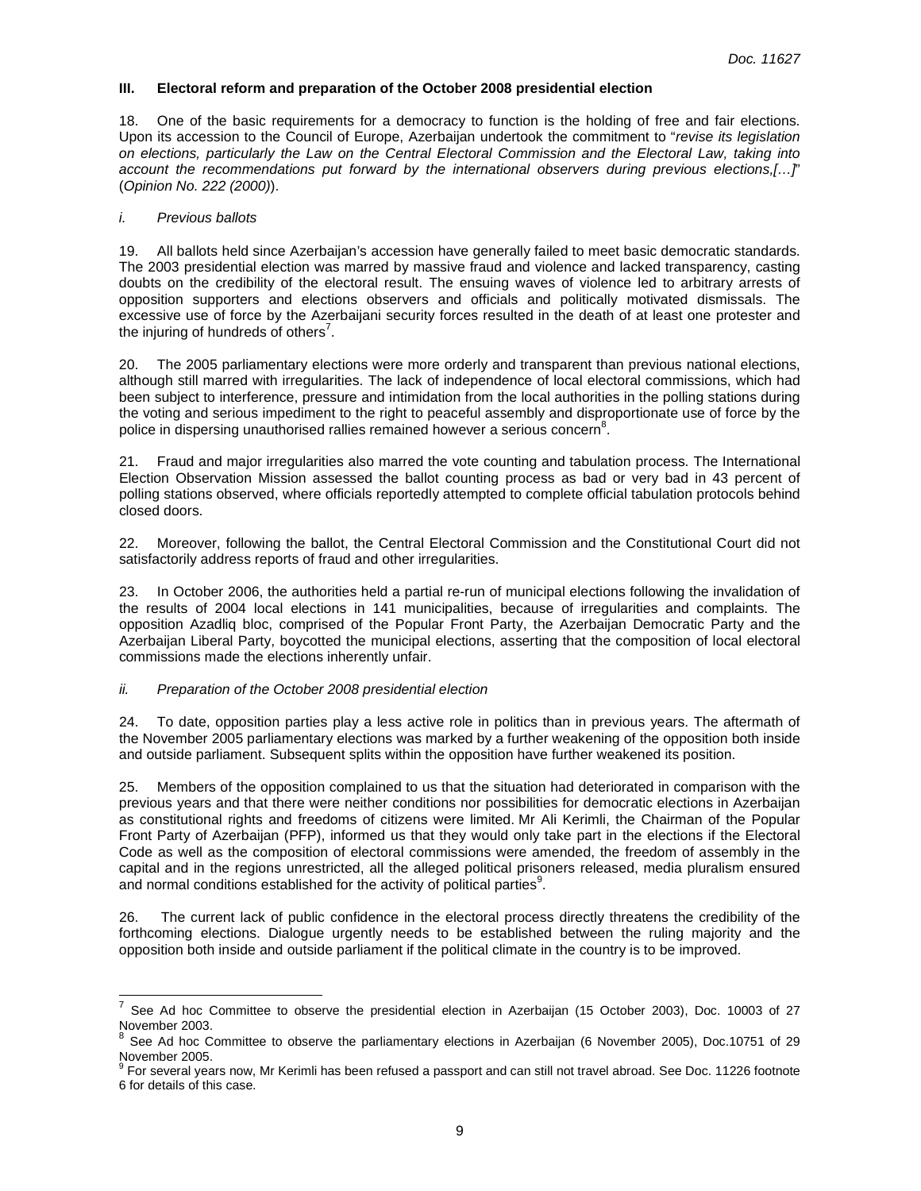### III. Electoral reform and preparation of the October 2008 presidential election

18. One of the basic requirements for a democracy to function is the holding of free and fair elections. Upon its accession to the Council of Europe, Azerbaijan undertook the commitment to "*revise its legislation on elections, particularly the Law on the Central Electoral Commission and the Electoral Law, taking into account the recommendations put forward by the international observers during previous elections,[…]*" (*Opinion No. 222 (2000)*).

#### *i. Previous ballots*

19. All ballots held since Azerbaijan's accession have generally failed to meet basic democratic standards. The 2003 presidential election was marred by massive fraud and violence and lacked transparency, casting doubts on the credibility of the electoral result. The ensuing waves of violence led to arbitrary arrests of opposition supporters and elections observers and officials and politically motivated dismissals. The excessive use of force by the Azerbaijani security forces resulted in the death of at least one protester and the injuring of hundreds of others[7].

20. The 2005 parliamentary elections were more orderly and transparent than previous national elections, although still marred with irregularities. The lack of independence of local electoral commissions, which had been subject to interference, pressure and intimidation from the local authorities in the polling stations during the voting and serious impediment to the right to peaceful assembly and disproportionate use of force by the police in dispersing unauthorised rallies remained however a serious concern[8].

21. Fraud and major irregularities also marred the vote counting and tabulation process. The International Election Observation Mission assessed the ballot counting process as bad or very bad in 43 percent of polling stations observed, where officials reportedly attempted to complete official tabulation protocols behind closed doors.

22. Moreover, following the ballot, the Central Electoral Commission and the Constitutional Court did not satisfactorily address reports of fraud and other irregularities.

23. In October 2006, the authorities held a partial re-run of municipal elections following the invalidation of the results of 2004 local elections in 141 municipalities, because of irregularities and complaints. The opposition Azadliq bloc, comprised of the Popular Front Party, the Azerbaijan Democratic Party and the Azerbaijan Liberal Party, boycotted the municipal elections, asserting that the composition of local electoral commissions made the elections inherently unfair.

#### *ii. Preparation of the October 2008 presidential election*

24. To date, opposition parties play a less active role in politics than in previous years. The aftermath of the November 2005 parliamentary elections was marked by a further weakening of the opposition both inside and outside parliament. Subsequent splits within the opposition have further weakened its position.

25. Members of the opposition complained to us that the situation had deteriorated in comparison with the previous years and that there were neither conditions nor possibilities for democratic elections in Azerbaijan as constitutional rights and freedoms of citizens were limited. Mr Ali Kerimli, the Chairman of the Popular Front Party of Azerbaijan (PFP), informed us that they would only take part in the elections if the Electoral Code as well as the composition of electoral commissions were amended, the freedom of assembly in the capital and in the regions unrestricted, all the alleged political prisoners released, media pluralism ensured and normal conditions established for the activity of political parties[9].

26. The current lack of public confidence in the electoral process directly threatens the credibility of the forthcoming elections. Dialogue urgently needs to be established between the ruling majority and the opposition both inside and outside parliament if the political climate in the country is to be improved.

---

[7] See Ad hoc Committee to observe the presidential election in Azerbaijan (15 October 2003), Doc. 10003 of 27 November 2003.

[8] See Ad hoc Committee to observe the parliamentary elections in Azerbaijan (6 November 2005), Doc.10751 of 29 November 2005.

[9] For several years now, Mr Kerimli has been refused a passport and can still not travel abroad. See Doc. 11226 footnote 6 for details of this case.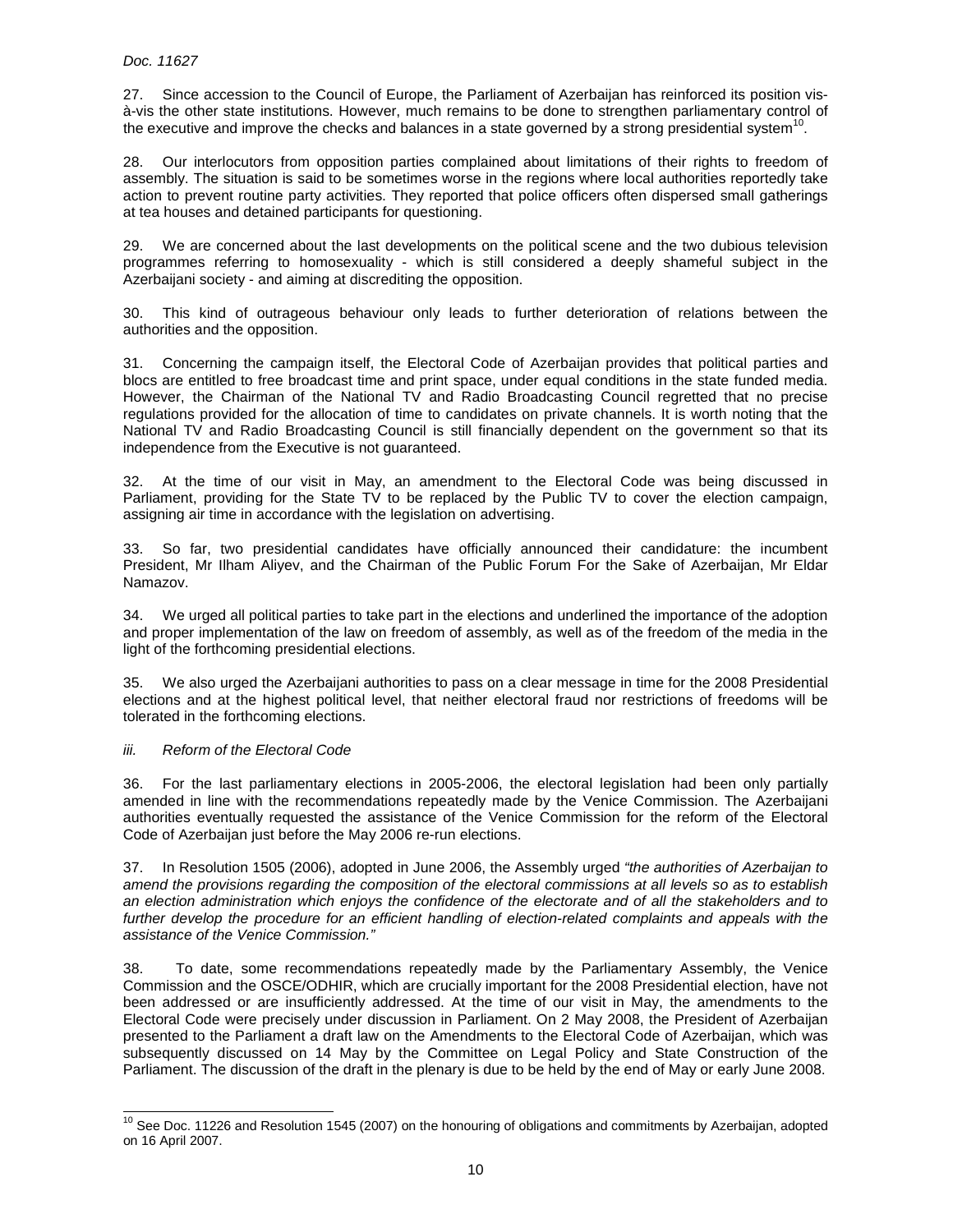27. Since accession to the Council of Europe, the Parliament of Azerbaijan has reinforced its position vis-à-vis the other state institutions. However, much remains to be done to strengthen parliamentary control of the executive and improve the checks and balances in a state governed by a strong presidential system[10].

28. Our interlocutors from opposition parties complained about limitations of their rights to freedom of assembly. The situation is said to be sometimes worse in the regions where local authorities reportedly take action to prevent routine party activities. They reported that police officers often dispersed small gatherings at tea houses and detained participants for questioning.

29. We are concerned about the last developments on the political scene and the two dubious television programmes referring to homosexuality - which is still considered a deeply shameful subject in the Azerbaijani society - and aiming at discrediting the opposition.

30. This kind of outrageous behaviour only leads to further deterioration of relations between the authorities and the opposition.

31. Concerning the campaign itself, the Electoral Code of Azerbaijan provides that political parties and blocs are entitled to free broadcast time and print space, under equal conditions in the state funded media. However, the Chairman of the National TV and Radio Broadcasting Council regretted that no precise regulations provided for the allocation of time to candidates on private channels. It is worth noting that the National TV and Radio Broadcasting Council is still financially dependent on the government so that its independence from the Executive is not guaranteed.

32. At the time of our visit in May, an amendment to the Electoral Code was being discussed in Parliament, providing for the State TV to be replaced by the Public TV to cover the election campaign, assigning air time in accordance with the legislation on advertising.

33. So far, two presidential candidates have officially announced their candidature: the incumbent President, Mr Ilham Aliyev, and the Chairman of the Public Forum For the Sake of Azerbaijan, Mr Eldar Namazov.

34. We urged all political parties to take part in the elections and underlined the importance of the adoption and proper implementation of the law on freedom of assembly, as well as of the freedom of the media in the light of the forthcoming presidential elections.

35. We also urged the Azerbaijani authorities to pass on a clear message in time for the 2008 Presidential elections and at the highest political level, that neither electoral fraud nor restrictions of freedoms will be tolerated in the forthcoming elections.

*iii. Reform of the Electoral Code*

36. For the last parliamentary elections in 2005-2006, the electoral legislation had been only partially amended in line with the recommendations repeatedly made by the Venice Commission. The Azerbaijani authorities eventually requested the assistance of the Venice Commission for the reform of the Electoral Code of Azerbaijan just before the May 2006 re-run elections.

37. In Resolution 1505 (2006), adopted in June 2006, the Assembly urged *"the authorities of Azerbaijan to amend the provisions regarding the composition of the electoral commissions at all levels so as to establish an election administration which enjoys the confidence of the electorate and of all the stakeholders and to further develop the procedure for an efficient handling of election-related complaints and appeals with the assistance of the Venice Commission."*

38. To date, some recommendations repeatedly made by the Parliamentary Assembly, the Venice Commission and the OSCE/ODHIR, which are crucially important for the 2008 Presidential election, have not been addressed or are insufficiently addressed. At the time of our visit in May, the amendments to the Electoral Code were precisely under discussion in Parliament. On 2 May 2008, the President of Azerbaijan presented to the Parliament a draft law on the Amendments to the Electoral Code of Azerbaijan, which was subsequently discussed on 14 May by the Committee on Legal Policy and State Construction of the Parliament. The discussion of the draft in the plenary is due to be held by the end of May or early June 2008.

---

[10] See Doc. 11226 and Resolution 1545 (2007) on the honouring of obligations and commitments by Azerbaijan, adopted on 16 April 2007.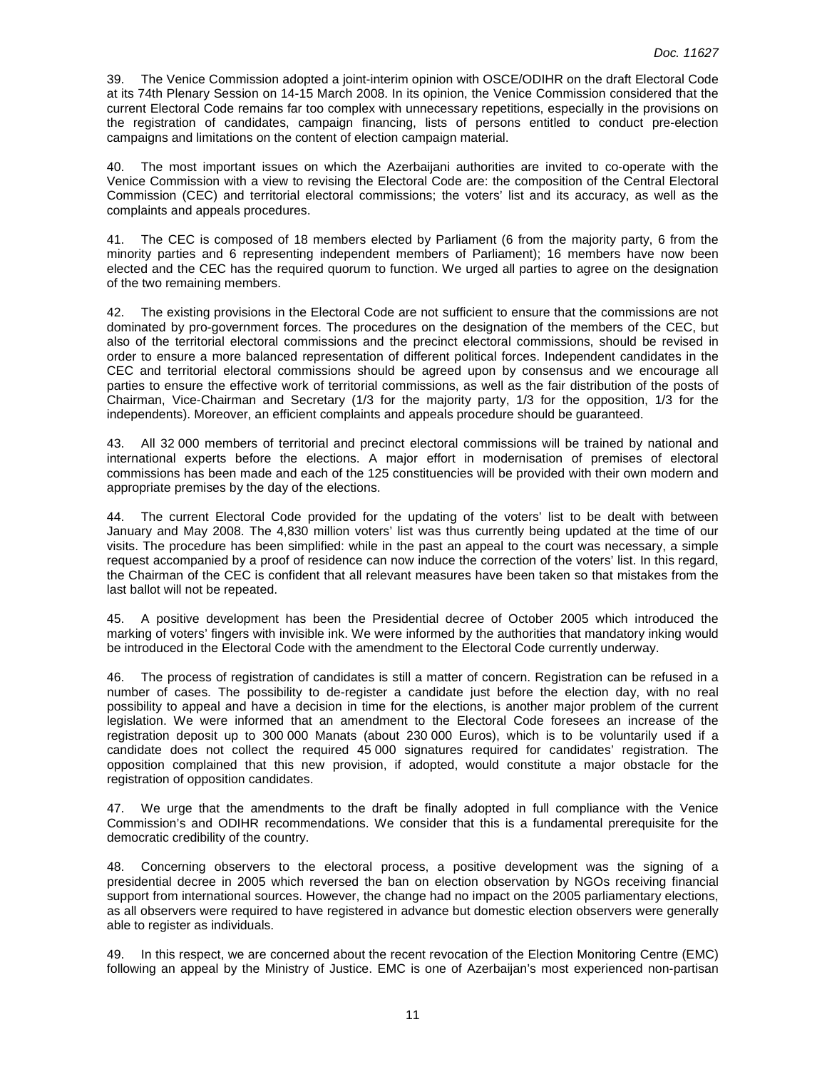39. The Venice Commission adopted a joint-interim opinion with OSCE/ODIHR on the draft Electoral Code at its 74th Plenary Session on 14-15 March 2008. In its opinion, the Venice Commission considered that the current Electoral Code remains far too complex with unnecessary repetitions, especially in the provisions on the registration of candidates, campaign financing, lists of persons entitled to conduct pre-election campaigns and limitations on the content of election campaign material.

40. The most important issues on which the Azerbaijani authorities are invited to co-operate with the Venice Commission with a view to revising the Electoral Code are: the composition of the Central Electoral Commission (CEC) and territorial electoral commissions; the voters' list and its accuracy, as well as the complaints and appeals procedures.

41. The CEC is composed of 18 members elected by Parliament (6 from the majority party, 6 from the minority parties and 6 representing independent members of Parliament); 16 members have now been elected and the CEC has the required quorum to function. We urged all parties to agree on the designation of the two remaining members.

42. The existing provisions in the Electoral Code are not sufficient to ensure that the commissions are not dominated by pro-government forces. The procedures on the designation of the members of the CEC, but also of the territorial electoral commissions and the precinct electoral commissions, should be revised in order to ensure a more balanced representation of different political forces. Independent candidates in the CEC and territorial electoral commissions should be agreed upon by consensus and we encourage all parties to ensure the effective work of territorial commissions, as well as the fair distribution of the posts of Chairman, Vice-Chairman and Secretary (1/3 for the majority party, 1/3 for the opposition, 1/3 for the independents). Moreover, an efficient complaints and appeals procedure should be guaranteed.

43. All 32 000 members of territorial and precinct electoral commissions will be trained by national and international experts before the elections. A major effort in modernisation of premises of electoral commissions has been made and each of the 125 constituencies will be provided with their own modern and appropriate premises by the day of the elections.

44. The current Electoral Code provided for the updating of the voters' list to be dealt with between January and May 2008. The 4,830 million voters' list was thus currently being updated at the time of our visits. The procedure has been simplified: while in the past an appeal to the court was necessary, a simple request accompanied by a proof of residence can now induce the correction of the voters' list. In this regard, the Chairman of the CEC is confident that all relevant measures have been taken so that mistakes from the last ballot will not be repeated.

45. A positive development has been the Presidential decree of October 2005 which introduced the marking of voters' fingers with invisible ink. We were informed by the authorities that mandatory inking would be introduced in the Electoral Code with the amendment to the Electoral Code currently underway.

46. The process of registration of candidates is still a matter of concern. Registration can be refused in a number of cases. The possibility to de-register a candidate just before the election day, with no real possibility to appeal and have a decision in time for the elections, is another major problem of the current legislation. We were informed that an amendment to the Electoral Code foresees an increase of the registration deposit up to 300 000 Manats (about 230 000 Euros), which is to be voluntarily used if a candidate does not collect the required 45 000 signatures required for candidates' registration. The opposition complained that this new provision, if adopted, would constitute a major obstacle for the registration of opposition candidates.

47. We urge that the amendments to the draft be finally adopted in full compliance with the Venice Commission's and ODIHR recommendations. We consider that this is a fundamental prerequisite for the democratic credibility of the country.

48. Concerning observers to the electoral process, a positive development was the signing of a presidential decree in 2005 which reversed the ban on election observation by NGOs receiving financial support from international sources. However, the change had no impact on the 2005 parliamentary elections, as all observers were required to have registered in advance but domestic election observers were generally able to register as individuals.

49. In this respect, we are concerned about the recent revocation of the Election Monitoring Centre (EMC) following an appeal by the Ministry of Justice. EMC is one of Azerbaijan's most experienced non-partisan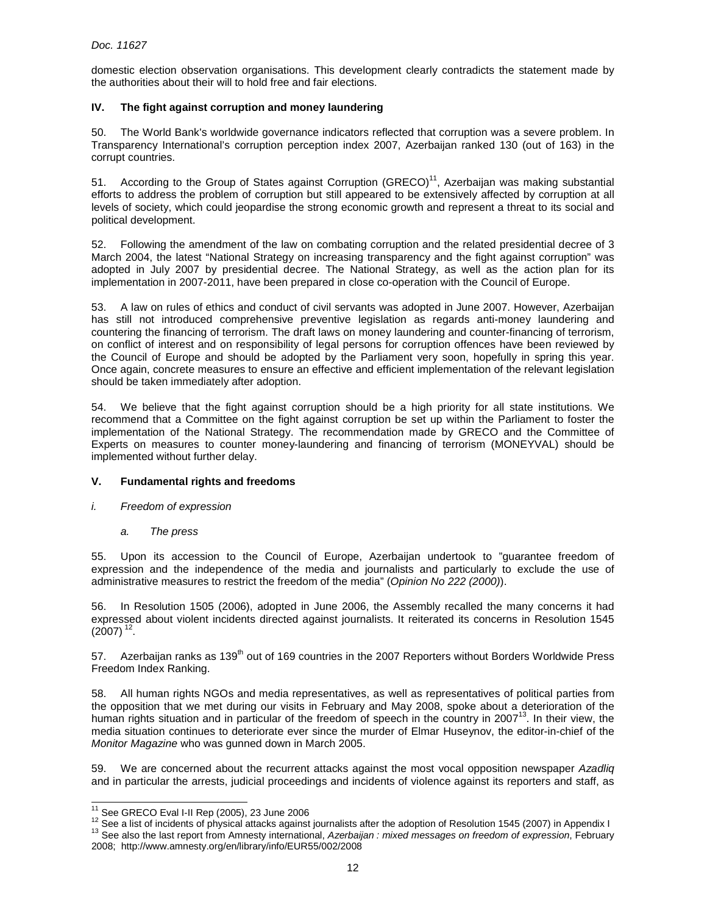domestic election observation organisations. This development clearly contradicts the statement made by the authorities about their will to hold free and fair elections.

## IV. The fight against corruption and money laundering

50. The World Bank's worldwide governance indicators reflected that corruption was a severe problem. In Transparency International's corruption perception index 2007, Azerbaijan ranked 130 (out of 163) in the corrupt countries.

51. According to the Group of States against Corruption (GRECO)[11], Azerbaijan was making substantial efforts to address the problem of corruption but still appeared to be extensively affected by corruption at all levels of society, which could jeopardise the strong economic growth and represent a threat to its social and political development.

52. Following the amendment of the law on combating corruption and the related presidential decree of 3 March 2004, the latest "National Strategy on increasing transparency and the fight against corruption" was adopted in July 2007 by presidential decree. The National Strategy, as well as the action plan for its implementation in 2007-2011, have been prepared in close co-operation with the Council of Europe.

53. A law on rules of ethics and conduct of civil servants was adopted in June 2007. However, Azerbaijan has still not introduced comprehensive preventive legislation as regards anti-money laundering and countering the financing of terrorism. The draft laws on money laundering and counter-financing of terrorism, on conflict of interest and on responsibility of legal persons for corruption offences have been reviewed by the Council of Europe and should be adopted by the Parliament very soon, hopefully in spring this year. Once again, concrete measures to ensure an effective and efficient implementation of the relevant legislation should be taken immediately after adoption.

54. We believe that the fight against corruption should be a high priority for all state institutions. We recommend that a Committee on the fight against corruption be set up within the Parliament to foster the implementation of the National Strategy. The recommendation made by GRECO and the Committee of Experts on measures to counter money-laundering and financing of terrorism (MONEYVAL) should be implemented without further delay.

## V. Fundamental rights and freedoms

### *i. Freedom of expression*

#### *a. The press*

55. Upon its accession to the Council of Europe, Azerbaijan undertook to "guarantee freedom of expression and the independence of the media and journalists and particularly to exclude the use of administrative measures to restrict the freedom of the media" (*Opinion No 222 (2000)*).

56. In Resolution 1505 (2006), adopted in June 2006, the Assembly recalled the many concerns it had expressed about violent incidents directed against journalists. It reiterated its concerns in Resolution 1545 (2007) [12].

57. Azerbaijan ranks as 139th out of 169 countries in the 2007 Reporters without Borders Worldwide Press Freedom Index Ranking.

58. All human rights NGOs and media representatives, as well as representatives of political parties from the opposition that we met during our visits in February and May 2008, spoke about a deterioration of the human rights situation and in particular of the freedom of speech in the country in 2007[13]. In their view, the media situation continues to deteriorate ever since the murder of Elmar Huseynov, the editor-in-chief of the *Monitor Magazine* who was gunned down in March 2005.

59. We are concerned about the recurrent attacks against the most vocal opposition newspaper *Azadliq* and in particular the arrests, judicial proceedings and incidents of violence against its reporters and staff, as

---

[11] See GRECO Eval I-II Rep (2005), 23 June 2006

[12] See a list of incidents of physical attacks against journalists after the adoption of Resolution 1545 (2007) in Appendix I

[13] See also the last report from Amnesty international, *Azerbaijan : mixed messages on freedom of expression*, February 2008; http://www.amnesty.org/en/library/info/EUR55/002/2008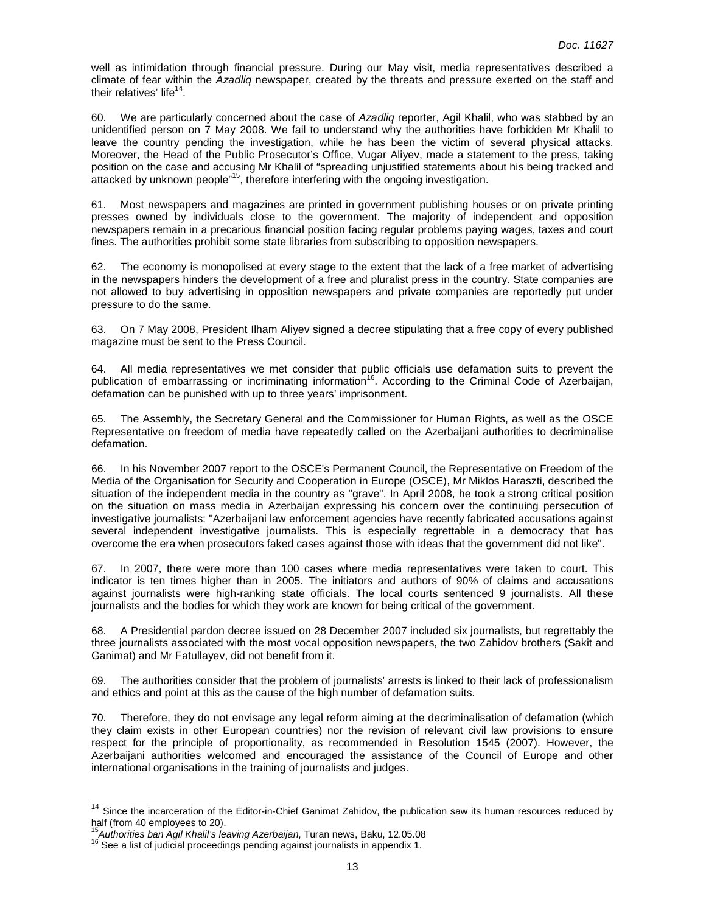well as intimidation through financial pressure. During our May visit, media representatives described a climate of fear within the *Azadliq* newspaper, created by the threats and pressure exerted on the staff and their relatives' life[14].

60. We are particularly concerned about the case of *Azadliq* reporter, Agil Khalil, who was stabbed by an unidentified person on 7 May 2008. We fail to understand why the authorities have forbidden Mr Khalil to leave the country pending the investigation, while he has been the victim of several physical attacks. Moreover, the Head of the Public Prosecutor's Office, Vugar Aliyev, made a statement to the press, taking position on the case and accusing Mr Khalil of "spreading unjustified statements about his being tracked and attacked by unknown people"[15], therefore interfering with the ongoing investigation.

61. Most newspapers and magazines are printed in government publishing houses or on private printing presses owned by individuals close to the government. The majority of independent and opposition newspapers remain in a precarious financial position facing regular problems paying wages, taxes and court fines. The authorities prohibit some state libraries from subscribing to opposition newspapers.

62. The economy is monopolised at every stage to the extent that the lack of a free market of advertising in the newspapers hinders the development of a free and pluralist press in the country. State companies are not allowed to buy advertising in opposition newspapers and private companies are reportedly put under pressure to do the same.

63. On 7 May 2008, President Ilham Aliyev signed a decree stipulating that a free copy of every published magazine must be sent to the Press Council.

64. All media representatives we met consider that public officials use defamation suits to prevent the publication of embarrassing or incriminating information[16]. According to the Criminal Code of Azerbaijan, defamation can be punished with up to three years' imprisonment.

65. The Assembly, the Secretary General and the Commissioner for Human Rights, as well as the OSCE Representative on freedom of media have repeatedly called on the Azerbaijani authorities to decriminalise defamation.

66. In his November 2007 report to the OSCE's Permanent Council, the Representative on Freedom of the Media of the Organisation for Security and Cooperation in Europe (OSCE), Mr Miklos Haraszti, described the situation of the independent media in the country as "grave". In April 2008, he took a strong critical position on the situation on mass media in Azerbaijan expressing his concern over the continuing persecution of investigative journalists: "Azerbaijani law enforcement agencies have recently fabricated accusations against several independent investigative journalists. This is especially regrettable in a democracy that has overcome the era when prosecutors faked cases against those with ideas that the government did not like".

67. In 2007, there were more than 100 cases where media representatives were taken to court. This indicator is ten times higher than in 2005. The initiators and authors of 90% of claims and accusations against journalists were high-ranking state officials. The local courts sentenced 9 journalists. All these journalists and the bodies for which they work are known for being critical of the government.

68. A Presidential pardon decree issued on 28 December 2007 included six journalists, but regrettably the three journalists associated with the most vocal opposition newspapers, the two Zahidov brothers (Sakit and Ganimat) and Mr Fatullayev, did not benefit from it.

69. The authorities consider that the problem of journalists' arrests is linked to their lack of professionalism and ethics and point at this as the cause of the high number of defamation suits.

70. Therefore, they do not envisage any legal reform aiming at the decriminalisation of defamation (which they claim exists in other European countries) nor the revision of relevant civil law provisions to ensure respect for the principle of proportionality, as recommended in Resolution 1545 (2007). However, the Azerbaijani authorities welcomed and encouraged the assistance of the Council of Europe and other international organisations in the training of journalists and judges.

---

[14] Since the incarceration of the Editor-in-Chief Ganimat Zahidov, the publication saw its human resources reduced by half (from 40 employees to 20).

[15] *Authorities ban Agil Khalil's leaving Azerbaijan*, Turan news, Baku, 12.05.08

[16] See a list of judicial proceedings pending against journalists in appendix 1.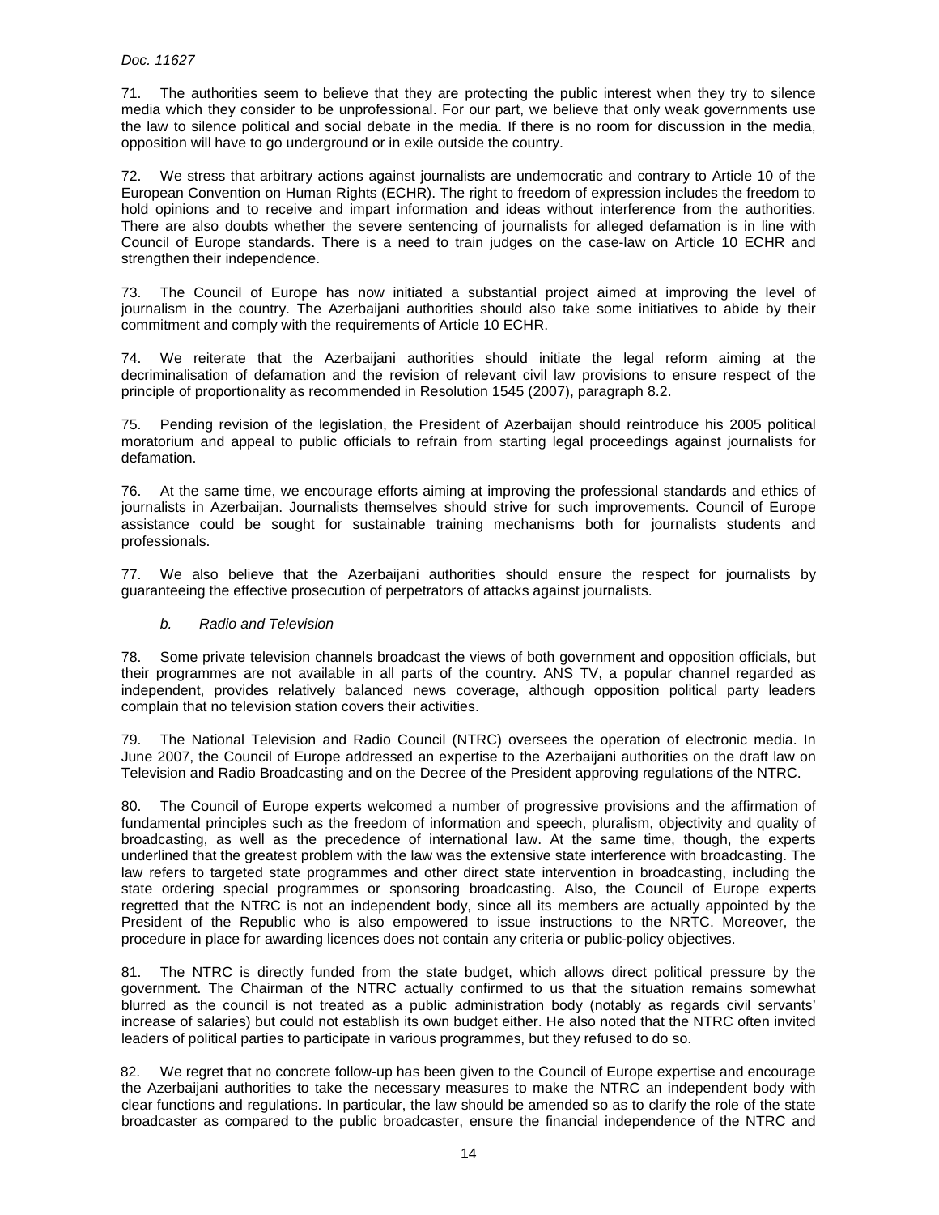71. The authorities seem to believe that they are protecting the public interest when they try to silence media which they consider to be unprofessional. For our part, we believe that only weak governments use the law to silence political and social debate in the media. If there is no room for discussion in the media, opposition will have to go underground or in exile outside the country.

72. We stress that arbitrary actions against journalists are undemocratic and contrary to Article 10 of the European Convention on Human Rights (ECHR). The right to freedom of expression includes the freedom to hold opinions and to receive and impart information and ideas without interference from the authorities. There are also doubts whether the severe sentencing of journalists for alleged defamation is in line with Council of Europe standards. There is a need to train judges on the case-law on Article 10 ECHR and strengthen their independence.

73. The Council of Europe has now initiated a substantial project aimed at improving the level of journalism in the country. The Azerbaijani authorities should also take some initiatives to abide by their commitment and comply with the requirements of Article 10 ECHR.

74. We reiterate that the Azerbaijani authorities should initiate the legal reform aiming at the decriminalisation of defamation and the revision of relevant civil law provisions to ensure respect of the principle of proportionality as recommended in Resolution 1545 (2007), paragraph 8.2.

75. Pending revision of the legislation, the President of Azerbaijan should reintroduce his 2005 political moratorium and appeal to public officials to refrain from starting legal proceedings against journalists for defamation.

76. At the same time, we encourage efforts aiming at improving the professional standards and ethics of journalists in Azerbaijan. Journalists themselves should strive for such improvements. Council of Europe assistance could be sought for sustainable training mechanisms both for journalists students and professionals.

77. We also believe that the Azerbaijani authorities should ensure the respect for journalists by guaranteeing the effective prosecution of perpetrators of attacks against journalists.

### *b. Radio and Television*

78. Some private television channels broadcast the views of both government and opposition officials, but their programmes are not available in all parts of the country. ANS TV, a popular channel regarded as independent, provides relatively balanced news coverage, although opposition political party leaders complain that no television station covers their activities.

79. The National Television and Radio Council (NTRC) oversees the operation of electronic media. In June 2007, the Council of Europe addressed an expertise to the Azerbaijani authorities on the draft law on Television and Radio Broadcasting and on the Decree of the President approving regulations of the NTRC.

80. The Council of Europe experts welcomed a number of progressive provisions and the affirmation of fundamental principles such as the freedom of information and speech, pluralism, objectivity and quality of broadcasting, as well as the precedence of international law. At the same time, though, the experts underlined that the greatest problem with the law was the extensive state interference with broadcasting. The law refers to targeted state programmes and other direct state intervention in broadcasting, including the state ordering special programmes or sponsoring broadcasting. Also, the Council of Europe experts regretted that the NTRC is not an independent body, since all its members are actually appointed by the President of the Republic who is also empowered to issue instructions to the NRTC. Moreover, the procedure in place for awarding licences does not contain any criteria or public-policy objectives.

81. The NTRC is directly funded from the state budget, which allows direct political pressure by the government. The Chairman of the NTRC actually confirmed to us that the situation remains somewhat blurred as the council is not treated as a public administration body (notably as regards civil servants' increase of salaries) but could not establish its own budget either. He also noted that the NTRC often invited leaders of political parties to participate in various programmes, but they refused to do so.

82. We regret that no concrete follow-up has been given to the Council of Europe expertise and encourage the Azerbaijani authorities to take the necessary measures to make the NTRC an independent body with clear functions and regulations. In particular, the law should be amended so as to clarify the role of the state broadcaster as compared to the public broadcaster, ensure the financial independence of the NTRC and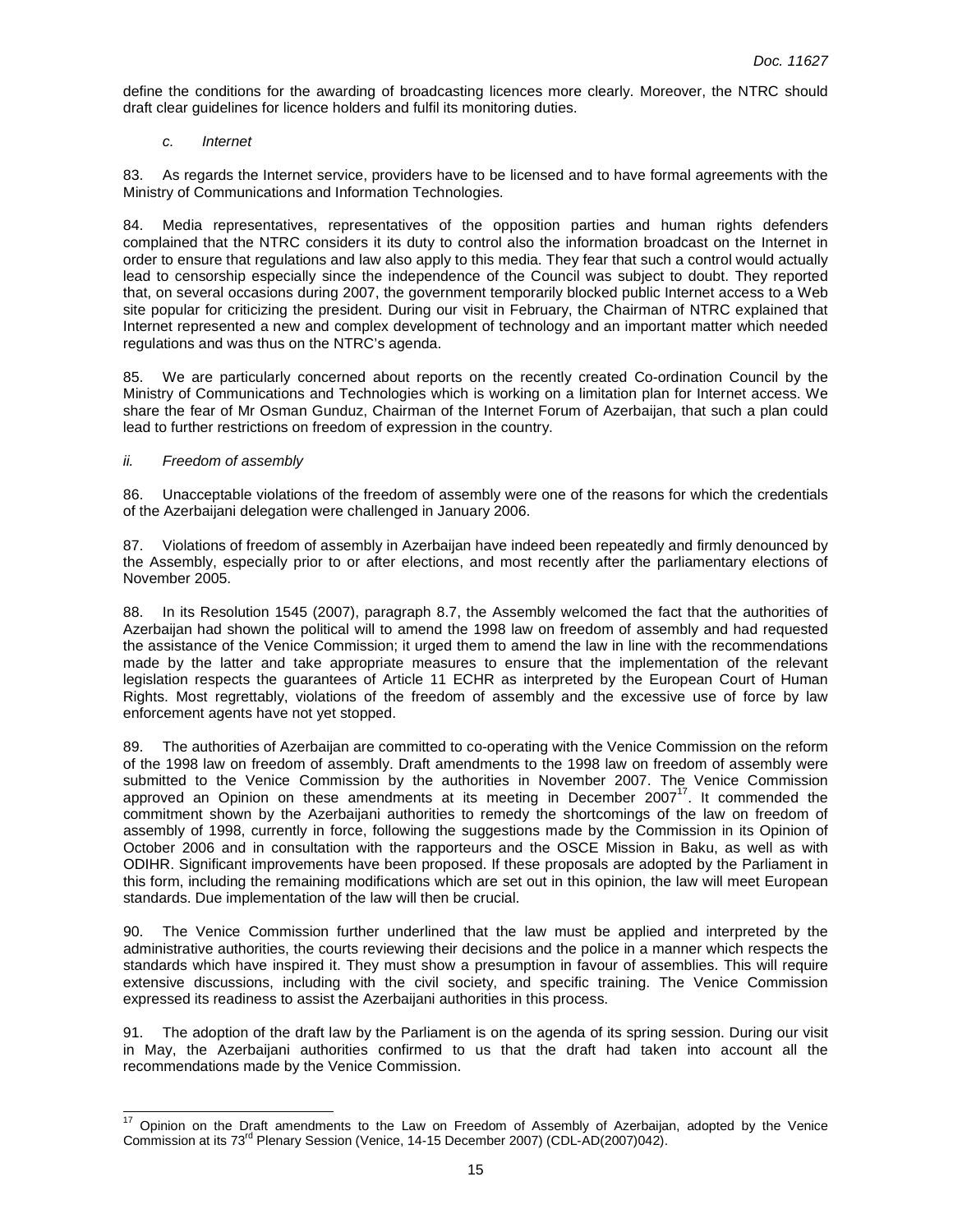define the conditions for the awarding of broadcasting licences more clearly. Moreover, the NTRC should draft clear guidelines for licence holders and fulfil its monitoring duties.

*c. Internet*

83. As regards the Internet service, providers have to be licensed and to have formal agreements with the Ministry of Communications and Information Technologies.

84. Media representatives, representatives of the opposition parties and human rights defenders complained that the NTRC considers it its duty to control also the information broadcast on the Internet in order to ensure that regulations and law also apply to this media. They fear that such a control would actually lead to censorship especially since the independence of the Council was subject to doubt. They reported that, on several occasions during 2007, the government temporarily blocked public Internet access to a Web site popular for criticizing the president. During our visit in February, the Chairman of NTRC explained that Internet represented a new and complex development of technology and an important matter which needed regulations and was thus on the NTRC's agenda.

85. We are particularly concerned about reports on the recently created Co-ordination Council by the Ministry of Communications and Technologies which is working on a limitation plan for Internet access. We share the fear of Mr Osman Gunduz, Chairman of the Internet Forum of Azerbaijan, that such a plan could lead to further restrictions on freedom of expression in the country.

*ii. Freedom of assembly*

86. Unacceptable violations of the freedom of assembly were one of the reasons for which the credentials of the Azerbaijani delegation were challenged in January 2006.

87. Violations of freedom of assembly in Azerbaijan have indeed been repeatedly and firmly denounced by the Assembly, especially prior to or after elections, and most recently after the parliamentary elections of November 2005.

88. In its Resolution 1545 (2007), paragraph 8.7, the Assembly welcomed the fact that the authorities of Azerbaijan had shown the political will to amend the 1998 law on freedom of assembly and had requested the assistance of the Venice Commission; it urged them to amend the law in line with the recommendations made by the latter and take appropriate measures to ensure that the implementation of the relevant legislation respects the guarantees of Article 11 ECHR as interpreted by the European Court of Human Rights. Most regrettably, violations of the freedom of assembly and the excessive use of force by law enforcement agents have not yet stopped.

89. The authorities of Azerbaijan are committed to co-operating with the Venice Commission on the reform of the 1998 law on freedom of assembly. Draft amendments to the 1998 law on freedom of assembly were submitted to the Venice Commission by the authorities in November 2007. The Venice Commission approved an Opinion on these amendments at its meeting in December 2007[17]. It commended the commitment shown by the Azerbaijani authorities to remedy the shortcomings of the law on freedom of assembly of 1998, currently in force, following the suggestions made by the Commission in its Opinion of October 2006 and in consultation with the rapporteurs and the OSCE Mission in Baku, as well as with ODIHR. Significant improvements have been proposed. If these proposals are adopted by the Parliament in this form, including the remaining modifications which are set out in this opinion, the law will meet European standards. Due implementation of the law will then be crucial.

90. The Venice Commission further underlined that the law must be applied and interpreted by the administrative authorities, the courts reviewing their decisions and the police in a manner which respects the standards which have inspired it. They must show a presumption in favour of assemblies. This will require extensive discussions, including with the civil society, and specific training. The Venice Commission expressed its readiness to assist the Azerbaijani authorities in this process.

91. The adoption of the draft law by the Parliament is on the agenda of its spring session. During our visit in May, the Azerbaijani authorities confirmed to us that the draft had taken into account all the recommendations made by the Venice Commission.

---

[17] Opinion on the Draft amendments to the Law on Freedom of Assembly of Azerbaijan, adopted by the Venice Commission at its 73rd Plenary Session (Venice, 14-15 December 2007) (CDL-AD(2007)042).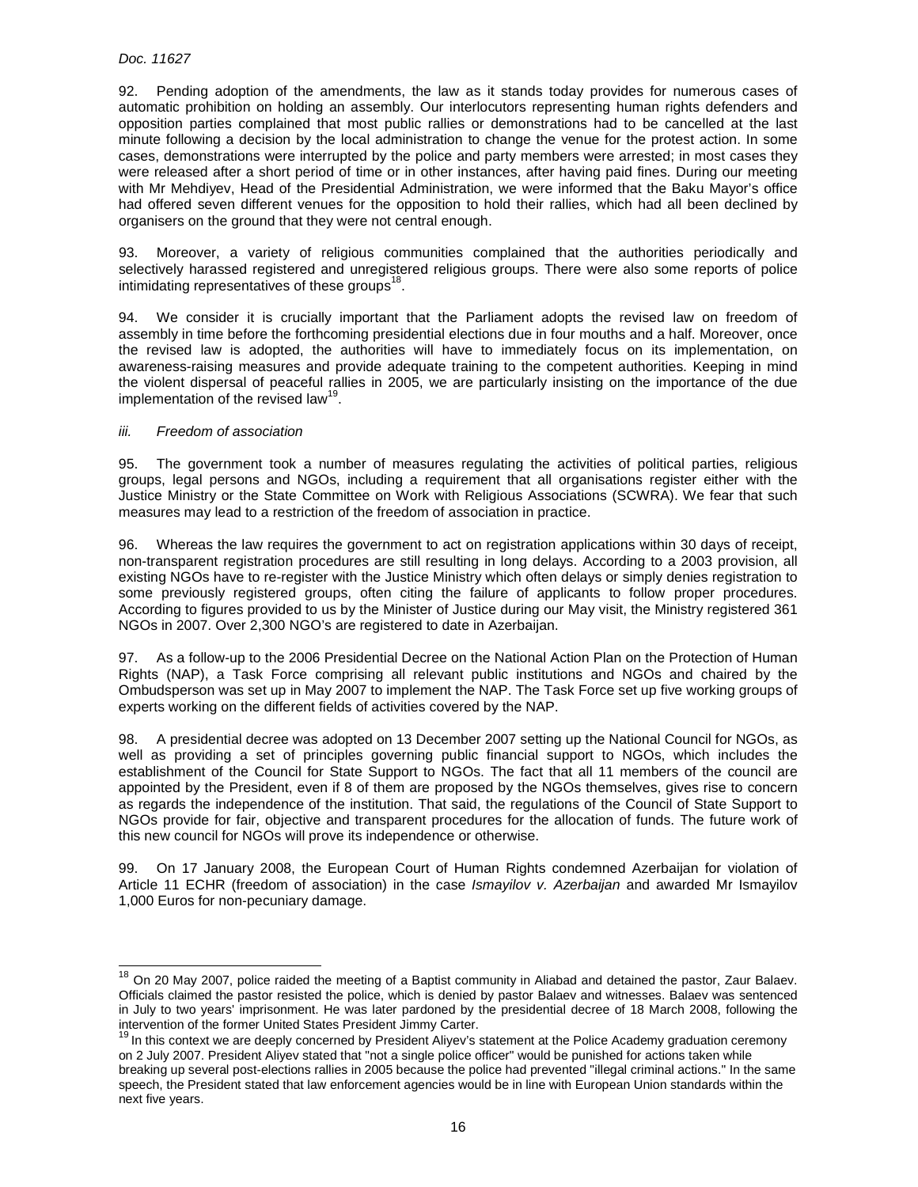92. Pending adoption of the amendments, the law as it stands today provides for numerous cases of automatic prohibition on holding an assembly. Our interlocutors representing human rights defenders and opposition parties complained that most public rallies or demonstrations had to be cancelled at the last minute following a decision by the local administration to change the venue for the protest action. In some cases, demonstrations were interrupted by the police and party members were arrested; in most cases they were released after a short period of time or in other instances, after having paid fines. During our meeting with Mr Mehdiyev, Head of the Presidential Administration, we were informed that the Baku Mayor's office had offered seven different venues for the opposition to hold their rallies, which had all been declined by organisers on the ground that they were not central enough.

93. Moreover, a variety of religious communities complained that the authorities periodically and selectively harassed registered and unregistered religious groups. There were also some reports of police intimidating representatives of these groups[18].

94. We consider it is crucially important that the Parliament adopts the revised law on freedom of assembly in time before the forthcoming presidential elections due in four mouths and a half. Moreover, once the revised law is adopted, the authorities will have to immediately focus on its implementation, on awareness-raising measures and provide adequate training to the competent authorities. Keeping in mind the violent dispersal of peaceful rallies in 2005, we are particularly insisting on the importance of the due implementation of the revised law[19].

*iii. Freedom of association*

95. The government took a number of measures regulating the activities of political parties, religious groups, legal persons and NGOs, including a requirement that all organisations register either with the Justice Ministry or the State Committee on Work with Religious Associations (SCWRA). We fear that such measures may lead to a restriction of the freedom of association in practice.

96. Whereas the law requires the government to act on registration applications within 30 days of receipt, non-transparent registration procedures are still resulting in long delays. According to a 2003 provision, all existing NGOs have to re-register with the Justice Ministry which often delays or simply denies registration to some previously registered groups, often citing the failure of applicants to follow proper procedures. According to figures provided to us by the Minister of Justice during our May visit, the Ministry registered 361 NGOs in 2007. Over 2,300 NGO's are registered to date in Azerbaijan.

97. As a follow-up to the 2006 Presidential Decree on the National Action Plan on the Protection of Human Rights (NAP), a Task Force comprising all relevant public institutions and NGOs and chaired by the Ombudsperson was set up in May 2007 to implement the NAP. The Task Force set up five working groups of experts working on the different fields of activities covered by the NAP.

98. A presidential decree was adopted on 13 December 2007 setting up the National Council for NGOs, as well as providing a set of principles governing public financial support to NGOs, which includes the establishment of the Council for State Support to NGOs. The fact that all 11 members of the council are appointed by the President, even if 8 of them are proposed by the NGOs themselves, gives rise to concern as regards the independence of the institution. That said, the regulations of the Council of State Support to NGOs provide for fair, objective and transparent procedures for the allocation of funds. The future work of this new council for NGOs will prove its independence or otherwise.

99. On 17 January 2008, the European Court of Human Rights condemned Azerbaijan for violation of Article 11 ECHR (freedom of association) in the case *Ismayilov v. Azerbaijan* and awarded Mr Ismayilov 1,000 Euros for non-pecuniary damage.

---

[18] On 20 May 2007, police raided the meeting of a Baptist community in Aliabad and detained the pastor, Zaur Balaev. Officials claimed the pastor resisted the police, which is denied by pastor Balaev and witnesses. Balaev was sentenced in July to two years' imprisonment. He was later pardoned by the presidential decree of 18 March 2008, following the intervention of the former United States President Jimmy Carter.

[19] In this context we are deeply concerned by President Aliyev's statement at the Police Academy graduation ceremony on 2 July 2007. President Aliyev stated that "not a single police officer" would be punished for actions taken while breaking up several post-elections rallies in 2005 because the police had prevented "illegal criminal actions." In the same speech, the President stated that law enforcement agencies would be in line with European Union standards within the next five years.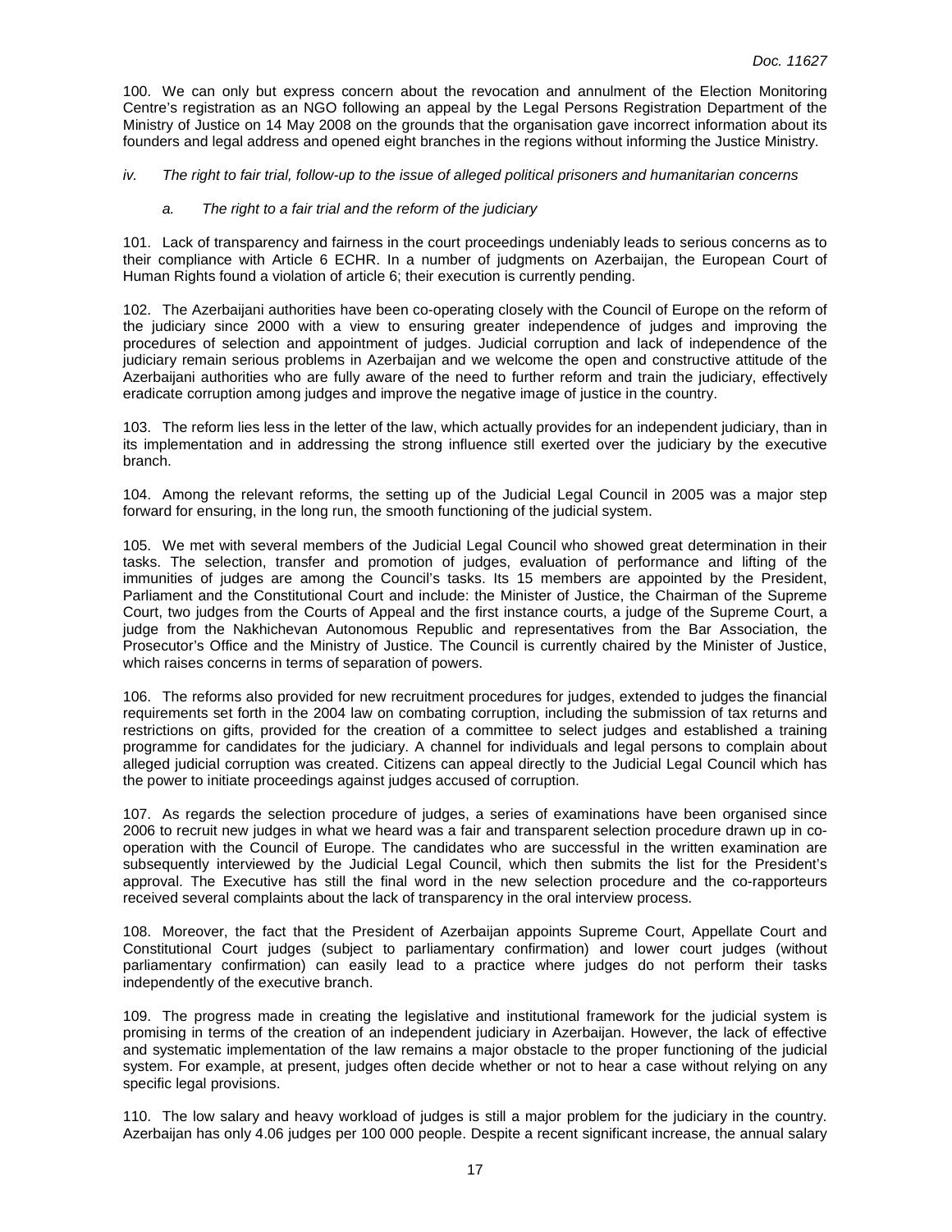100. We can only but express concern about the revocation and annulment of the Election Monitoring Centre's registration as an NGO following an appeal by the Legal Persons Registration Department of the Ministry of Justice on 14 May 2008 on the grounds that the organisation gave incorrect information about its founders and legal address and opened eight branches in the regions without informing the Justice Ministry.

*iv. The right to fair trial, follow-up to the issue of alleged political prisoners and humanitarian concerns*

*a. The right to a fair trial and the reform of the judiciary*

101. Lack of transparency and fairness in the court proceedings undeniably leads to serious concerns as to their compliance with Article 6 ECHR. In a number of judgments on Azerbaijan, the European Court of Human Rights found a violation of article 6; their execution is currently pending.

102. The Azerbaijani authorities have been co-operating closely with the Council of Europe on the reform of the judiciary since 2000 with a view to ensuring greater independence of judges and improving the procedures of selection and appointment of judges. Judicial corruption and lack of independence of the judiciary remain serious problems in Azerbaijan and we welcome the open and constructive attitude of the Azerbaijani authorities who are fully aware of the need to further reform and train the judiciary, effectively eradicate corruption among judges and improve the negative image of justice in the country.

103. The reform lies less in the letter of the law, which actually provides for an independent judiciary, than in its implementation and in addressing the strong influence still exerted over the judiciary by the executive branch.

104. Among the relevant reforms, the setting up of the Judicial Legal Council in 2005 was a major step forward for ensuring, in the long run, the smooth functioning of the judicial system.

105. We met with several members of the Judicial Legal Council who showed great determination in their tasks. The selection, transfer and promotion of judges, evaluation of performance and lifting of the immunities of judges are among the Council's tasks. Its 15 members are appointed by the President, Parliament and the Constitutional Court and include: the Minister of Justice, the Chairman of the Supreme Court, two judges from the Courts of Appeal and the first instance courts, a judge of the Supreme Court, a judge from the Nakhichevan Autonomous Republic and representatives from the Bar Association, the Prosecutor's Office and the Ministry of Justice. The Council is currently chaired by the Minister of Justice, which raises concerns in terms of separation of powers.

106. The reforms also provided for new recruitment procedures for judges, extended to judges the financial requirements set forth in the 2004 law on combating corruption, including the submission of tax returns and restrictions on gifts, provided for the creation of a committee to select judges and established a training programme for candidates for the judiciary. A channel for individuals and legal persons to complain about alleged judicial corruption was created. Citizens can appeal directly to the Judicial Legal Council which has the power to initiate proceedings against judges accused of corruption.

107. As regards the selection procedure of judges, a series of examinations have been organised since 2006 to recruit new judges in what we heard was a fair and transparent selection procedure drawn up in co-operation with the Council of Europe. The candidates who are successful in the written examination are subsequently interviewed by the Judicial Legal Council, which then submits the list for the President's approval. The Executive has still the final word in the new selection procedure and the co-rapporteurs received several complaints about the lack of transparency in the oral interview process.

108. Moreover, the fact that the President of Azerbaijan appoints Supreme Court, Appellate Court and Constitutional Court judges (subject to parliamentary confirmation) and lower court judges (without parliamentary confirmation) can easily lead to a practice where judges do not perform their tasks independently of the executive branch.

109. The progress made in creating the legislative and institutional framework for the judicial system is promising in terms of the creation of an independent judiciary in Azerbaijan. However, the lack of effective and systematic implementation of the law remains a major obstacle to the proper functioning of the judicial system. For example, at present, judges often decide whether or not to hear a case without relying on any specific legal provisions.

110. The low salary and heavy workload of judges is still a major problem for the judiciary in the country. Azerbaijan has only 4.06 judges per 100 000 people. Despite a recent significant increase, the annual salary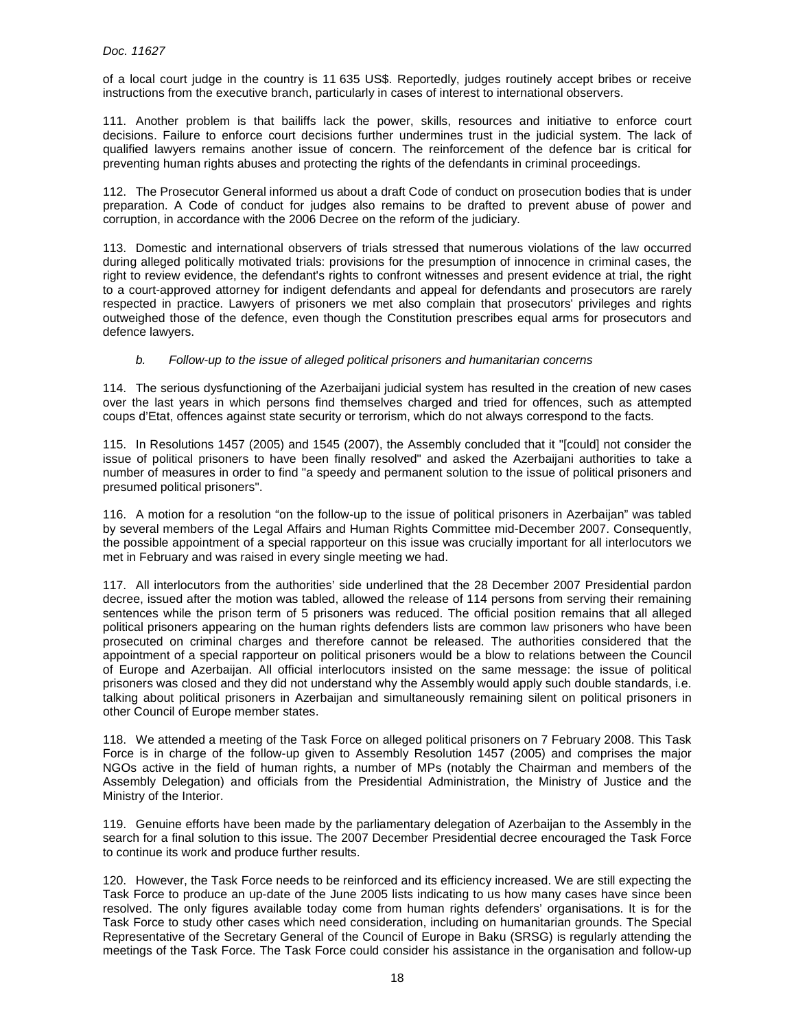of a local court judge in the country is 11 635 US$. Reportedly, judges routinely accept bribes or receive instructions from the executive branch, particularly in cases of interest to international observers.

111. Another problem is that bailiffs lack the power, skills, resources and initiative to enforce court decisions. Failure to enforce court decisions further undermines trust in the judicial system. The lack of qualified lawyers remains another issue of concern. The reinforcement of the defence bar is critical for preventing human rights abuses and protecting the rights of the defendants in criminal proceedings.

112. The Prosecutor General informed us about a draft Code of conduct on prosecution bodies that is under preparation. A Code of conduct for judges also remains to be drafted to prevent abuse of power and corruption, in accordance with the 2006 Decree on the reform of the judiciary.

113. Domestic and international observers of trials stressed that numerous violations of the law occurred during alleged politically motivated trials: provisions for the presumption of innocence in criminal cases, the right to review evidence, the defendant's rights to confront witnesses and present evidence at trial, the right to a court-approved attorney for indigent defendants and appeal for defendants and prosecutors are rarely respected in practice. Lawyers of prisoners we met also complain that prosecutors' privileges and rights outweighed those of the defence, even though the Constitution prescribes equal arms for prosecutors and defence lawyers.

*b. Follow-up to the issue of alleged political prisoners and humanitarian concerns*

114. The serious dysfunctioning of the Azerbaijani judicial system has resulted in the creation of new cases over the last years in which persons find themselves charged and tried for offences, such as attempted coups d'Etat, offences against state security or terrorism, which do not always correspond to the facts.

115. In Resolutions 1457 (2005) and 1545 (2007), the Assembly concluded that it "[could] not consider the issue of political prisoners to have been finally resolved" and asked the Azerbaijani authorities to take a number of measures in order to find "a speedy and permanent solution to the issue of political prisoners and presumed political prisoners".

116. A motion for a resolution "on the follow-up to the issue of political prisoners in Azerbaijan" was tabled by several members of the Legal Affairs and Human Rights Committee mid-December 2007. Consequently, the possible appointment of a special rapporteur on this issue was crucially important for all interlocutors we met in February and was raised in every single meeting we had.

117. All interlocutors from the authorities' side underlined that the 28 December 2007 Presidential pardon decree, issued after the motion was tabled, allowed the release of 114 persons from serving their remaining sentences while the prison term of 5 prisoners was reduced. The official position remains that all alleged political prisoners appearing on the human rights defenders lists are common law prisoners who have been prosecuted on criminal charges and therefore cannot be released. The authorities considered that the appointment of a special rapporteur on political prisoners would be a blow to relations between the Council of Europe and Azerbaijan. All official interlocutors insisted on the same message: the issue of political prisoners was closed and they did not understand why the Assembly would apply such double standards, i.e. talking about political prisoners in Azerbaijan and simultaneously remaining silent on political prisoners in other Council of Europe member states.

118. We attended a meeting of the Task Force on alleged political prisoners on 7 February 2008. This Task Force is in charge of the follow-up given to Assembly Resolution 1457 (2005) and comprises the major NGOs active in the field of human rights, a number of MPs (notably the Chairman and members of the Assembly Delegation) and officials from the Presidential Administration, the Ministry of Justice and the Ministry of the Interior.

119. Genuine efforts have been made by the parliamentary delegation of Azerbaijan to the Assembly in the search for a final solution to this issue. The 2007 December Presidential decree encouraged the Task Force to continue its work and produce further results.

120. However, the Task Force needs to be reinforced and its efficiency increased. We are still expecting the Task Force to produce an up-date of the June 2005 lists indicating to us how many cases have since been resolved. The only figures available today come from human rights defenders' organisations. It is for the Task Force to study other cases which need consideration, including on humanitarian grounds. The Special Representative of the Secretary General of the Council of Europe in Baku (SRSG) is regularly attending the meetings of the Task Force. The Task Force could consider his assistance in the organisation and follow-up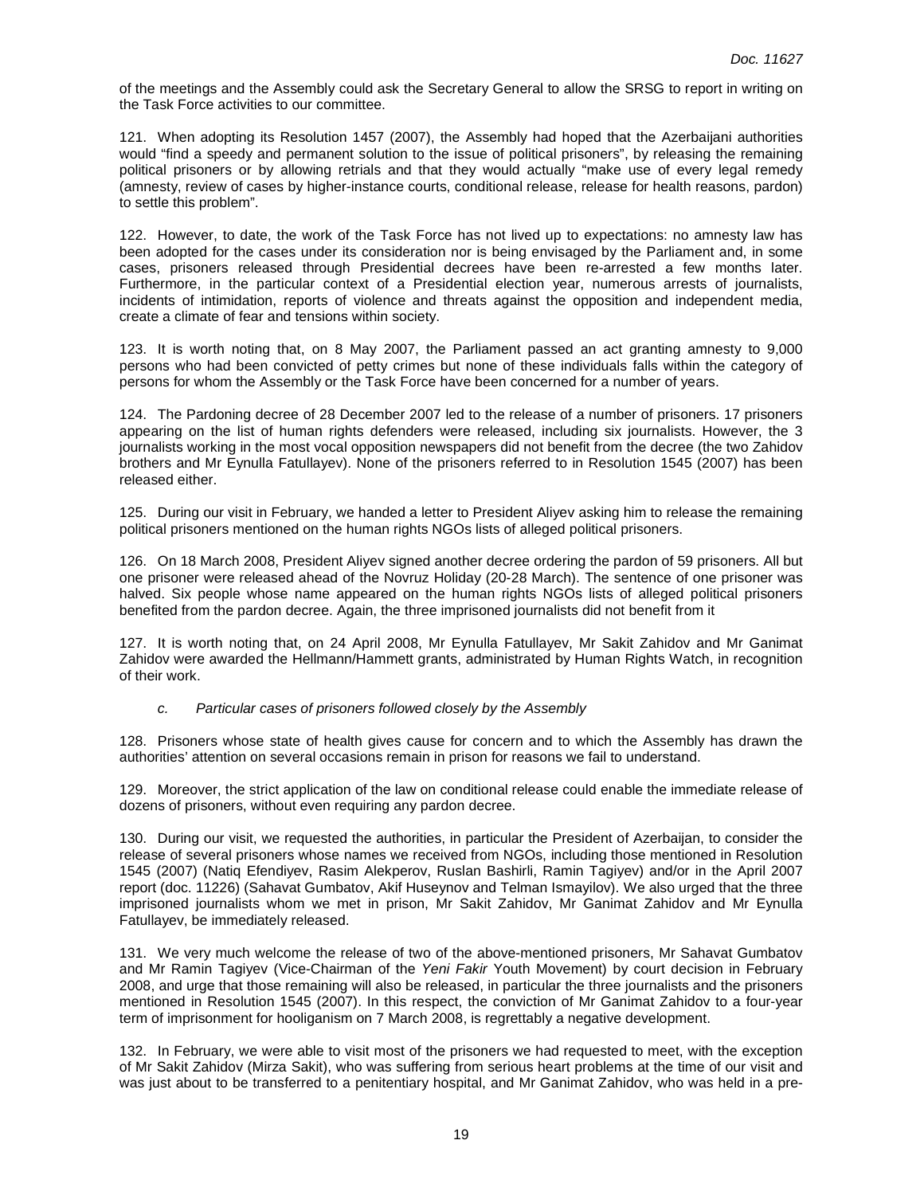of the meetings and the Assembly could ask the Secretary General to allow the SRSG to report in writing on the Task Force activities to our committee.

121. When adopting its Resolution 1457 (2007), the Assembly had hoped that the Azerbaijani authorities would "find a speedy and permanent solution to the issue of political prisoners", by releasing the remaining political prisoners or by allowing retrials and that they would actually "make use of every legal remedy (amnesty, review of cases by higher-instance courts, conditional release, release for health reasons, pardon) to settle this problem".

122. However, to date, the work of the Task Force has not lived up to expectations: no amnesty law has been adopted for the cases under its consideration nor is being envisaged by the Parliament and, in some cases, prisoners released through Presidential decrees have been re-arrested a few months later. Furthermore, in the particular context of a Presidential election year, numerous arrests of journalists, incidents of intimidation, reports of violence and threats against the opposition and independent media, create a climate of fear and tensions within society.

123. It is worth noting that, on 8 May 2007, the Parliament passed an act granting amnesty to 9,000 persons who had been convicted of petty crimes but none of these individuals falls within the category of persons for whom the Assembly or the Task Force have been concerned for a number of years.

124. The Pardoning decree of 28 December 2007 led to the release of a number of prisoners. 17 prisoners appearing on the list of human rights defenders were released, including six journalists. However, the 3 journalists working in the most vocal opposition newspapers did not benefit from the decree (the two Zahidov brothers and Mr Eynulla Fatullayev). None of the prisoners referred to in Resolution 1545 (2007) has been released either.

125. During our visit in February, we handed a letter to President Aliyev asking him to release the remaining political prisoners mentioned on the human rights NGOs lists of alleged political prisoners.

126. On 18 March 2008, President Aliyev signed another decree ordering the pardon of 59 prisoners. All but one prisoner were released ahead of the Novruz Holiday (20-28 March). The sentence of one prisoner was halved. Six people whose name appeared on the human rights NGOs lists of alleged political prisoners benefited from the pardon decree. Again, the three imprisoned journalists did not benefit from it

127. It is worth noting that, on 24 April 2008, Mr Eynulla Fatullayev, Mr Sakit Zahidov and Mr Ganimat Zahidov were awarded the Hellmann/Hammett grants, administrated by Human Rights Watch, in recognition of their work.

### *c. Particular cases of prisoners followed closely by the Assembly*

128. Prisoners whose state of health gives cause for concern and to which the Assembly has drawn the authorities' attention on several occasions remain in prison for reasons we fail to understand.

129. Moreover, the strict application of the law on conditional release could enable the immediate release of dozens of prisoners, without even requiring any pardon decree.

130. During our visit, we requested the authorities, in particular the President of Azerbaijan, to consider the release of several prisoners whose names we received from NGOs, including those mentioned in Resolution 1545 (2007) (Natiq Efendiyev, Rasim Alekperov, Ruslan Bashirli, Ramin Tagiyev) and/or in the April 2007 report (doc. 11226) (Sahavat Gumbatov, Akif Huseynov and Telman Ismayilov). We also urged that the three imprisoned journalists whom we met in prison, Mr Sakit Zahidov, Mr Ganimat Zahidov and Mr Eynulla Fatullayev, be immediately released.

131. We very much welcome the release of two of the above-mentioned prisoners, Mr Sahavat Gumbatov and Mr Ramin Tagiyev (Vice-Chairman of the *Yeni Fakir* Youth Movement) by court decision in February 2008, and urge that those remaining will also be released, in particular the three journalists and the prisoners mentioned in Resolution 1545 (2007). In this respect, the conviction of Mr Ganimat Zahidov to a four-year term of imprisonment for hooliganism on 7 March 2008, is regrettably a negative development.

132. In February, we were able to visit most of the prisoners we had requested to meet, with the exception of Mr Sakit Zahidov (Mirza Sakit), who was suffering from serious heart problems at the time of our visit and was just about to be transferred to a penitentiary hospital, and Mr Ganimat Zahidov, who was held in a pre-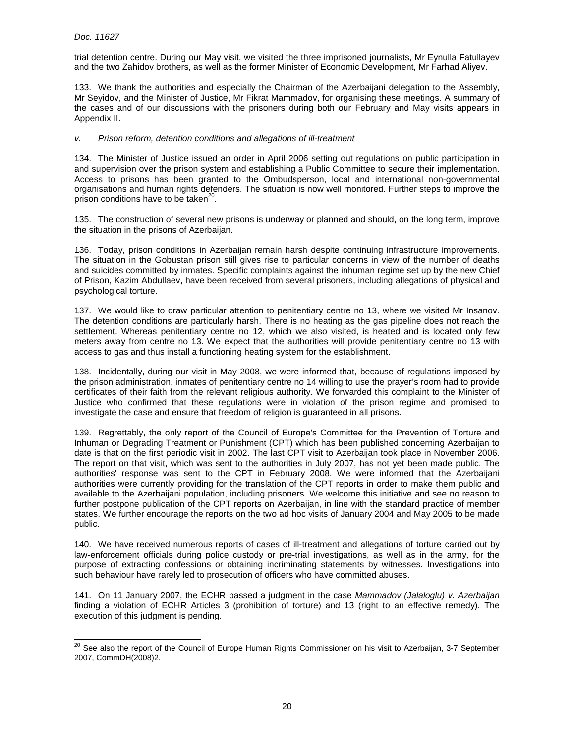trial detention centre. During our May visit, we visited the three imprisoned journalists, Mr Eynulla Fatullayev and the two Zahidov brothers, as well as the former Minister of Economic Development, Mr Farhad Aliyev.

133. We thank the authorities and especially the Chairman of the Azerbaijani delegation to the Assembly, Mr Seyidov, and the Minister of Justice, Mr Fikrat Mammadov, for organising these meetings. A summary of the cases and of our discussions with the prisoners during both our February and May visits appears in Appendix II.

*v. Prison reform, detention conditions and allegations of ill-treatment*

134. The Minister of Justice issued an order in April 2006 setting out regulations on public participation in and supervision over the prison system and establishing a Public Committee to secure their implementation. Access to prisons has been granted to the Ombudsperson, local and international non-governmental organisations and human rights defenders. The situation is now well monitored. Further steps to improve the prison conditions have to be taken[20].

135. The construction of several new prisons is underway or planned and should, on the long term, improve the situation in the prisons of Azerbaijan.

136. Today, prison conditions in Azerbaijan remain harsh despite continuing infrastructure improvements. The situation in the Gobustan prison still gives rise to particular concerns in view of the number of deaths and suicides committed by inmates. Specific complaints against the inhuman regime set up by the new Chief of Prison, Kazim Abdullaev, have been received from several prisoners, including allegations of physical and psychological torture.

137. We would like to draw particular attention to penitentiary centre no 13, where we visited Mr Insanov. The detention conditions are particularly harsh. There is no heating as the gas pipeline does not reach the settlement. Whereas penitentiary centre no 12, which we also visited, is heated and is located only few meters away from centre no 13. We expect that the authorities will provide penitentiary centre no 13 with access to gas and thus install a functioning heating system for the establishment.

138. Incidentally, during our visit in May 2008, we were informed that, because of regulations imposed by the prison administration, inmates of penitentiary centre no 14 willing to use the prayer's room had to provide certificates of their faith from the relevant religious authority. We forwarded this complaint to the Minister of Justice who confirmed that these regulations were in violation of the prison regime and promised to investigate the case and ensure that freedom of religion is guaranteed in all prisons.

139. Regrettably, the only report of the Council of Europe's Committee for the Prevention of Torture and Inhuman or Degrading Treatment or Punishment (CPT) which has been published concerning Azerbaijan to date is that on the first periodic visit in 2002. The last CPT visit to Azerbaijan took place in November 2006. The report on that visit, which was sent to the authorities in July 2007, has not yet been made public. The authorities' response was sent to the CPT in February 2008. We were informed that the Azerbaijani authorities were currently providing for the translation of the CPT reports in order to make them public and available to the Azerbaijani population, including prisoners. We welcome this initiative and see no reason to further postpone publication of the CPT reports on Azerbaijan, in line with the standard practice of member states. We further encourage the reports on the two ad hoc visits of January 2004 and May 2005 to be made public.

140. We have received numerous reports of cases of ill-treatment and allegations of torture carried out by law-enforcement officials during police custody or pre-trial investigations, as well as in the army, for the purpose of extracting confessions or obtaining incriminating statements by witnesses. Investigations into such behaviour have rarely led to prosecution of officers who have committed abuses.

141. On 11 January 2007, the ECHR passed a judgment in the case *Mammadov (Jalaloglu) v. Azerbaijan* finding a violation of ECHR Articles 3 (prohibition of torture) and 13 (right to an effective remedy). The execution of this judgment is pending.

---

[20] See also the report of the Council of Europe Human Rights Commissioner on his visit to Azerbaijan, 3-7 September 2007, CommDH(2008)2.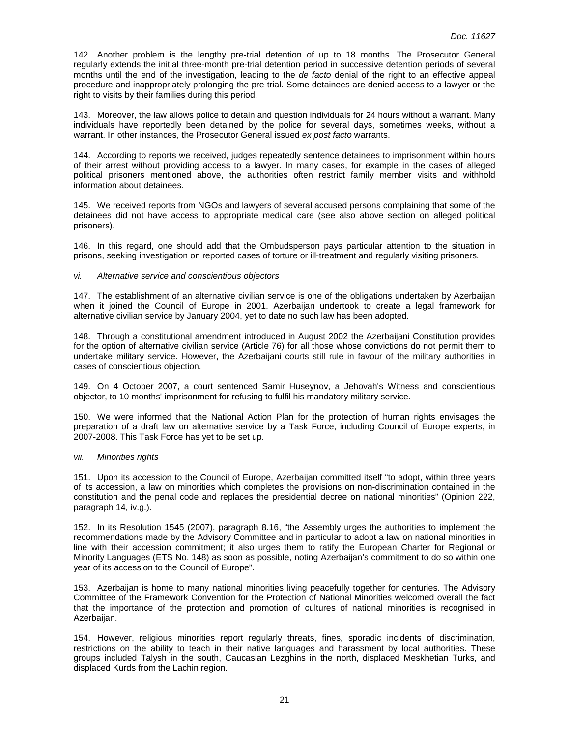142. Another problem is the lengthy pre-trial detention of up to 18 months. The Prosecutor General regularly extends the initial three-month pre-trial detention period in successive detention periods of several months until the end of the investigation, leading to the *de facto* denial of the right to an effective appeal procedure and inappropriately prolonging the pre-trial. Some detainees are denied access to a lawyer or the right to visits by their families during this period.

143. Moreover, the law allows police to detain and question individuals for 24 hours without a warrant. Many individuals have reportedly been detained by the police for several days, sometimes weeks, without a warrant. In other instances, the Prosecutor General issued *ex post facto* warrants.

144. According to reports we received, judges repeatedly sentence detainees to imprisonment within hours of their arrest without providing access to a lawyer. In many cases, for example in the cases of alleged political prisoners mentioned above, the authorities often restrict family member visits and withhold information about detainees.

145. We received reports from NGOs and lawyers of several accused persons complaining that some of the detainees did not have access to appropriate medical care (see also above section on alleged political prisoners).

146. In this regard, one should add that the Ombudsperson pays particular attention to the situation in prisons, seeking investigation on reported cases of torture or ill-treatment and regularly visiting prisoners.

*vi. Alternative service and conscientious objectors*

147. The establishment of an alternative civilian service is one of the obligations undertaken by Azerbaijan when it joined the Council of Europe in 2001. Azerbaijan undertook to create a legal framework for alternative civilian service by January 2004, yet to date no such law has been adopted.

148. Through a constitutional amendment introduced in August 2002 the Azerbaijani Constitution provides for the option of alternative civilian service (Article 76) for all those whose convictions do not permit them to undertake military service. However, the Azerbaijani courts still rule in favour of the military authorities in cases of conscientious objection.

149. On 4 October 2007, a court sentenced Samir Huseynov, a Jehovah's Witness and conscientious objector, to 10 months' imprisonment for refusing to fulfil his mandatory military service.

150. We were informed that the National Action Plan for the protection of human rights envisages the preparation of a draft law on alternative service by a Task Force, including Council of Europe experts, in 2007-2008. This Task Force has yet to be set up.

*vii. Minorities rights*

151. Upon its accession to the Council of Europe, Azerbaijan committed itself "to adopt, within three years of its accession, a law on minorities which completes the provisions on non-discrimination contained in the constitution and the penal code and replaces the presidential decree on national minorities" (Opinion 222, paragraph 14, iv.g.).

152. In its Resolution 1545 (2007), paragraph 8.16, "the Assembly urges the authorities to implement the recommendations made by the Advisory Committee and in particular to adopt a law on national minorities in line with their accession commitment; it also urges them to ratify the European Charter for Regional or Minority Languages (ETS No. 148) as soon as possible, noting Azerbaijan's commitment to do so within one year of its accession to the Council of Europe".

153. Azerbaijan is home to many national minorities living peacefully together for centuries. The Advisory Committee of the Framework Convention for the Protection of National Minorities welcomed overall the fact that the importance of the protection and promotion of cultures of national minorities is recognised in Azerbaijan.

154. However, religious minorities report regularly threats, fines, sporadic incidents of discrimination, restrictions on the ability to teach in their native languages and harassment by local authorities. These groups included Talysh in the south, Caucasian Lezghins in the north, displaced Meskhetian Turks, and displaced Kurds from the Lachin region.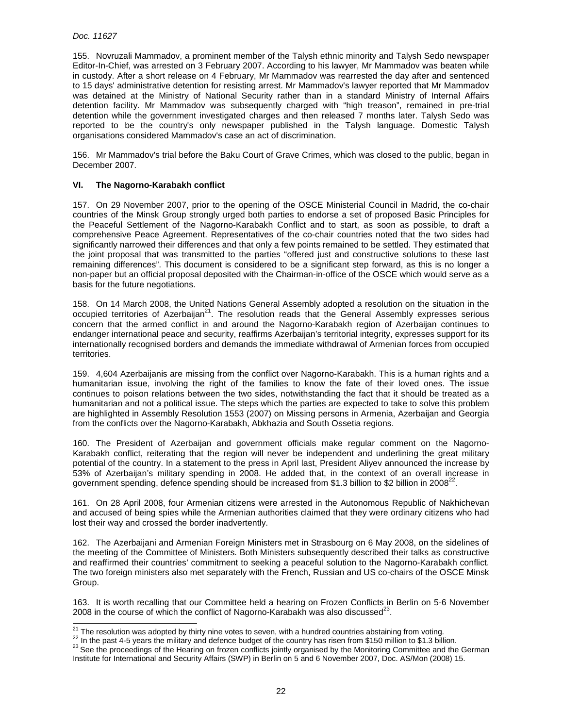155. Novruzali Mammadov, a prominent member of the Talysh ethnic minority and Talysh Sedo newspaper Editor-In-Chief, was arrested on 3 February 2007. According to his lawyer, Mr Mammadov was beaten while in custody. After a short release on 4 February, Mr Mammadov was rearrested the day after and sentenced to 15 days' administrative detention for resisting arrest. Mr Mammadov's lawyer reported that Mr Mammadov was detained at the Ministry of National Security rather than in a standard Ministry of Internal Affairs detention facility. Mr Mammadov was subsequently charged with "high treason", remained in pre-trial detention while the government investigated charges and then released 7 months later. Talysh Sedo was reported to be the country's only newspaper published in the Talysh language. Domestic Talysh organisations considered Mammadov's case an act of discrimination.

156. Mr Mammadov's trial before the Baku Court of Grave Crimes, which was closed to the public, began in December 2007.

## VI. The Nagorno-Karabakh conflict

157. On 29 November 2007, prior to the opening of the OSCE Ministerial Council in Madrid, the co-chair countries of the Minsk Group strongly urged both parties to endorse a set of proposed Basic Principles for the Peaceful Settlement of the Nagorno-Karabakh Conflict and to start, as soon as possible, to draft a comprehensive Peace Agreement. Representatives of the co-chair countries noted that the two sides had significantly narrowed their differences and that only a few points remained to be settled. They estimated that the joint proposal that was transmitted to the parties "offered just and constructive solutions to these last remaining differences". This document is considered to be a significant step forward, as this is no longer a non-paper but an official proposal deposited with the Chairman-in-office of the OSCE which would serve as a basis for the future negotiations.

158. On 14 March 2008, the United Nations General Assembly adopted a resolution on the situation in the occupied territories of Azerbaijan[21]. The resolution reads that the General Assembly expresses serious concern that the armed conflict in and around the Nagorno-Karabakh region of Azerbaijan continues to endanger international peace and security, reaffirms Azerbaijan's territorial integrity, expresses support for its internationally recognised borders and demands the immediate withdrawal of Armenian forces from occupied territories.

159. 4,604 Azerbaijanis are missing from the conflict over Nagorno-Karabakh. This is a human rights and a humanitarian issue, involving the right of the families to know the fate of their loved ones. The issue continues to poison relations between the two sides, notwithstanding the fact that it should be treated as a humanitarian and not a political issue. The steps which the parties are expected to take to solve this problem are highlighted in Assembly Resolution 1553 (2007) on Missing persons in Armenia, Azerbaijan and Georgia from the conflicts over the Nagorno-Karabakh, Abkhazia and South Ossetia regions.

160. The President of Azerbaijan and government officials make regular comment on the Nagorno-Karabakh conflict, reiterating that the region will never be independent and underlining the great military potential of the country. In a statement to the press in April last, President Aliyev announced the increase by 53% of Azerbaijan's military spending in 2008. He added that, in the context of an overall increase in government spending, defence spending should be increased from \$1.3 billion to \$2 billion in 2008[22].

161. On 28 April 2008, four Armenian citizens were arrested in the Autonomous Republic of Nakhichevan and accused of being spies while the Armenian authorities claimed that they were ordinary citizens who had lost their way and crossed the border inadvertently.

162. The Azerbaijani and Armenian Foreign Ministers met in Strasbourg on 6 May 2008, on the sidelines of the meeting of the Committee of Ministers. Both Ministers subsequently described their talks as constructive and reaffirmed their countries' commitment to seeking a peaceful solution to the Nagorno-Karabakh conflict. The two foreign ministers also met separately with the French, Russian and US co-chairs of the OSCE Minsk Group.

163. It is worth recalling that our Committee held a hearing on Frozen Conflicts in Berlin on 5-6 November 2008 in the course of which the conflict of Nagorno-Karabakh was also discussed[23].

---

[21] The resolution was adopted by thirty nine votes to seven, with a hundred countries abstaining from voting.

[22] In the past 4-5 years the military and defence budget of the country has risen from \$150 million to \$1.3 billion.

[23] See the proceedings of the Hearing on frozen conflicts jointly organised by the Monitoring Committee and the German Institute for International and Security Affairs (SWP) in Berlin on 5 and 6 November 2007, Doc. AS/Mon (2008) 15.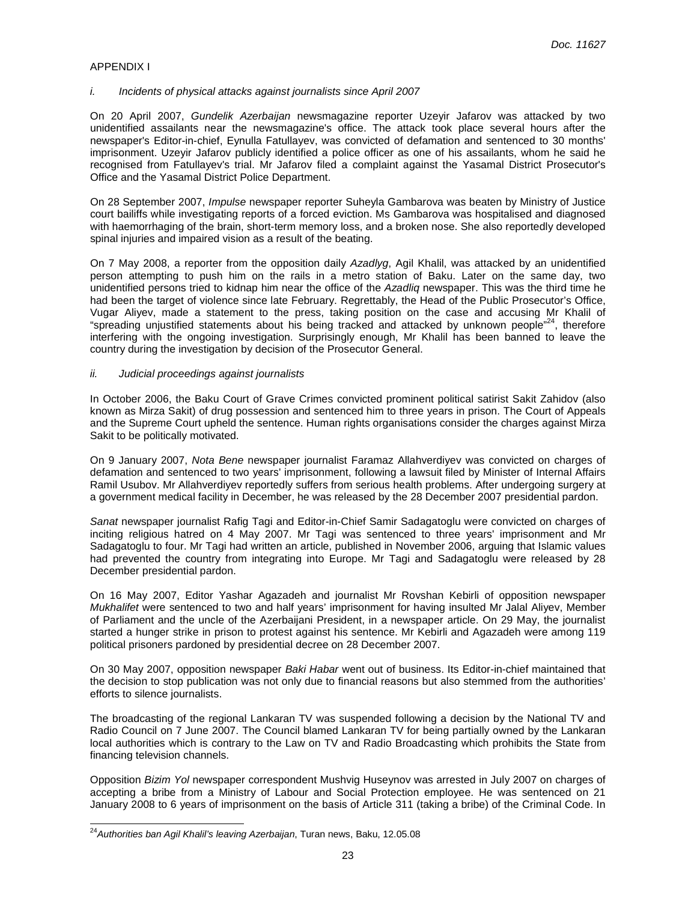APPENDIX I

*i. Incidents of physical attacks against journalists since April 2007*

On 20 April 2007, *Gundelik Azerbaijan* newsmagazine reporter Uzeyir Jafarov was attacked by two unidentified assailants near the newsmagazine's office. The attack took place several hours after the newspaper's Editor-in-chief, Eynulla Fatullayev, was convicted of defamation and sentenced to 30 months' imprisonment. Uzeyir Jafarov publicly identified a police officer as one of his assailants, whom he said he recognised from Fatullayev's trial. Mr Jafarov filed a complaint against the Yasamal District Prosecutor's Office and the Yasamal District Police Department.

On 28 September 2007, *Impulse* newspaper reporter Suheyla Gambarova was beaten by Ministry of Justice court bailiffs while investigating reports of a forced eviction. Ms Gambarova was hospitalised and diagnosed with haemorrhaging of the brain, short-term memory loss, and a broken nose. She also reportedly developed spinal injuries and impaired vision as a result of the beating.

On 7 May 2008, a reporter from the opposition daily *Azadlyg*, Agil Khalil, was attacked by an unidentified person attempting to push him on the rails in a metro station of Baku. Later on the same day, two unidentified persons tried to kidnap him near the office of the *Azadliq* newspaper. This was the third time he had been the target of violence since late February. Regrettably, the Head of the Public Prosecutor's Office, Vugar Aliyev, made a statement to the press, taking position on the case and accusing Mr Khalil of "spreading unjustified statements about his being tracked and attacked by unknown people"[24], therefore interfering with the ongoing investigation. Surprisingly enough, Mr Khalil has been banned to leave the country during the investigation by decision of the Prosecutor General.

*ii. Judicial proceedings against journalists*

In October 2006, the Baku Court of Grave Crimes convicted prominent political satirist Sakit Zahidov (also known as Mirza Sakit) of drug possession and sentenced him to three years in prison. The Court of Appeals and the Supreme Court upheld the sentence. Human rights organisations consider the charges against Mirza Sakit to be politically motivated.

On 9 January 2007, *Nota Bene* newspaper journalist Faramaz Allahverdiyev was convicted on charges of defamation and sentenced to two years' imprisonment, following a lawsuit filed by Minister of Internal Affairs Ramil Usubov. Mr Allahverdiyev reportedly suffers from serious health problems. After undergoing surgery at a government medical facility in December, he was released by the 28 December 2007 presidential pardon.

*Sanat* newspaper journalist Rafig Tagi and Editor-in-Chief Samir Sadagatoglu were convicted on charges of inciting religious hatred on 4 May 2007. Mr Tagi was sentenced to three years' imprisonment and Mr Sadagatoglu to four. Mr Tagi had written an article, published in November 2006, arguing that Islamic values had prevented the country from integrating into Europe. Mr Tagi and Sadagatoglu were released by 28 December presidential pardon.

On 16 May 2007, Editor Yashar Agazadeh and journalist Mr Rovshan Kebirli of opposition newspaper *Mukhalifet* were sentenced to two and half years' imprisonment for having insulted Mr Jalal Aliyev, Member of Parliament and the uncle of the Azerbaijani President, in a newspaper article. On 29 May, the journalist started a hunger strike in prison to protest against his sentence. Mr Kebirli and Agazadeh were among 119 political prisoners pardoned by presidential decree on 28 December 2007.

On 30 May 2007, opposition newspaper *Baki Habar* went out of business. Its Editor-in-chief maintained that the decision to stop publication was not only due to financial reasons but also stemmed from the authorities' efforts to silence journalists.

The broadcasting of the regional Lankaran TV was suspended following a decision by the National TV and Radio Council on 7 June 2007. The Council blamed Lankaran TV for being partially owned by the Lankaran local authorities which is contrary to the Law on TV and Radio Broadcasting which prohibits the State from financing television channels.

Opposition *Bizim Yol* newspaper correspondent Mushvig Huseynov was arrested in July 2007 on charges of accepting a bribe from a Ministry of Labour and Social Protection employee. He was sentenced on 21 January 2008 to 6 years of imprisonment on the basis of Article 311 (taking a bribe) of the Criminal Code. In

---

[24] *Authorities ban Agil Khalil's leaving Azerbaijan*, Turan news, Baku, 12.05.08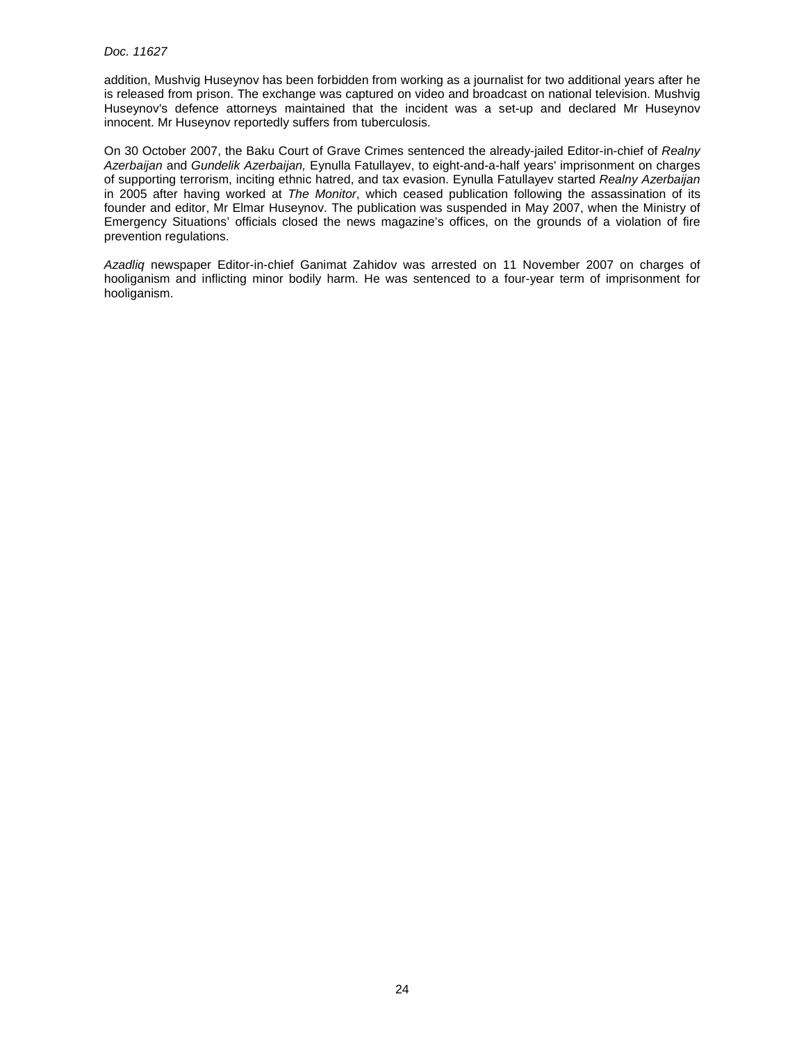addition, Mushvig Huseynov has been forbidden from working as a journalist for two additional years after he is released from prison. The exchange was captured on video and broadcast on national television. Mushvig Huseynov's defence attorneys maintained that the incident was a set-up and declared Mr Huseynov innocent. Mr Huseynov reportedly suffers from tuberculosis.

On 30 October 2007, the Baku Court of Grave Crimes sentenced the already-jailed Editor-in-chief of *Realny Azerbaijan* and *Gundelik Azerbaijan,* Eynulla Fatullayev, to eight-and-a-half years' imprisonment on charges of supporting terrorism, inciting ethnic hatred, and tax evasion. Eynulla Fatullayev started *Realny Azerbaijan* in 2005 after having worked at *The Monitor*, which ceased publication following the assassination of its founder and editor, Mr Elmar Huseynov. The publication was suspended in May 2007, when the Ministry of Emergency Situations' officials closed the news magazine's offices, on the grounds of a violation of fire prevention regulations.

*Azadliq* newspaper Editor-in-chief Ganimat Zahidov was arrested on 11 November 2007 on charges of hooliganism and inflicting minor bodily harm. He was sentenced to a four-year term of imprisonment for hooliganism.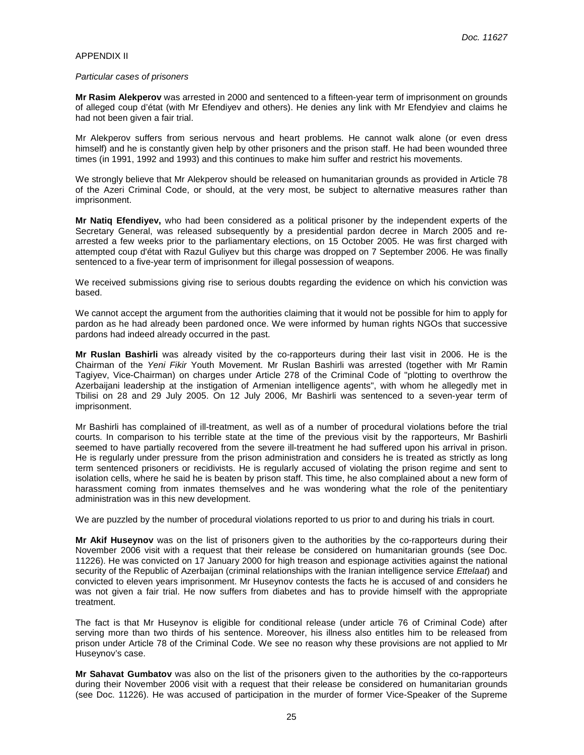APPENDIX II

*Particular cases of prisoners*

**Mr Rasim Alekperov** was arrested in 2000 and sentenced to a fifteen-year term of imprisonment on grounds of alleged coup d'état (with Mr Efendiyev and others). He denies any link with Mr Efendyiev and claims he had not been given a fair trial.

Mr Alekperov suffers from serious nervous and heart problems. He cannot walk alone (or even dress himself) and he is constantly given help by other prisoners and the prison staff. He had been wounded three times (in 1991, 1992 and 1993) and this continues to make him suffer and restrict his movements.

We strongly believe that Mr Alekperov should be released on humanitarian grounds as provided in Article 78 of the Azeri Criminal Code, or should, at the very most, be subject to alternative measures rather than imprisonment.

**Mr Natiq Efendiyev,** who had been considered as a political prisoner by the independent experts of the Secretary General, was released subsequently by a presidential pardon decree in March 2005 and re-arrested a few weeks prior to the parliamentary elections, on 15 October 2005. He was first charged with attempted coup d'état with Razul Guliyev but this charge was dropped on 7 September 2006. He was finally sentenced to a five-year term of imprisonment for illegal possession of weapons.

We received submissions giving rise to serious doubts regarding the evidence on which his conviction was based.

We cannot accept the argument from the authorities claiming that it would not be possible for him to apply for pardon as he had already been pardoned once. We were informed by human rights NGOs that successive pardons had indeed already occurred in the past.

**Mr Ruslan Bashirli** was already visited by the co-rapporteurs during their last visit in 2006. He is the Chairman of the *Yeni Fikir* Youth Movement. Mr Ruslan Bashirli was arrested (together with Mr Ramin Tagiyev, Vice-Chairman) on charges under Article 278 of the Criminal Code of "plotting to overthrow the Azerbaijani leadership at the instigation of Armenian intelligence agents", with whom he allegedly met in Tbilisi on 28 and 29 July 2005. On 12 July 2006, Mr Bashirli was sentenced to a seven-year term of imprisonment.

Mr Bashirli has complained of ill-treatment, as well as of a number of procedural violations before the trial courts. In comparison to his terrible state at the time of the previous visit by the rapporteurs, Mr Bashirli seemed to have partially recovered from the severe ill-treatment he had suffered upon his arrival in prison. He is regularly under pressure from the prison administration and considers he is treated as strictly as long term sentenced prisoners or recidivists. He is regularly accused of violating the prison regime and sent to isolation cells, where he said he is beaten by prison staff. This time, he also complained about a new form of harassment coming from inmates themselves and he was wondering what the role of the penitentiary administration was in this new development.

We are puzzled by the number of procedural violations reported to us prior to and during his trials in court.

**Mr Akif Huseynov** was on the list of prisoners given to the authorities by the co-rapporteurs during their November 2006 visit with a request that their release be considered on humanitarian grounds (see Doc. 11226). He was convicted on 17 January 2000 for high treason and espionage activities against the national security of the Republic of Azerbaijan (criminal relationships with the Iranian intelligence service *Ettelaat*) and convicted to eleven years imprisonment. Mr Huseynov contests the facts he is accused of and considers he was not given a fair trial. He now suffers from diabetes and has to provide himself with the appropriate treatment.

The fact is that Mr Huseynov is eligible for conditional release (under article 76 of Criminal Code) after serving more than two thirds of his sentence. Moreover, his illness also entitles him to be released from prison under Article 78 of the Criminal Code. We see no reason why these provisions are not applied to Mr Huseynov's case.

**Mr Sahavat Gumbatov** was also on the list of the prisoners given to the authorities by the co-rapporteurs during their November 2006 visit with a request that their release be considered on humanitarian grounds (see Doc. 11226). He was accused of participation in the murder of former Vice-Speaker of the Supreme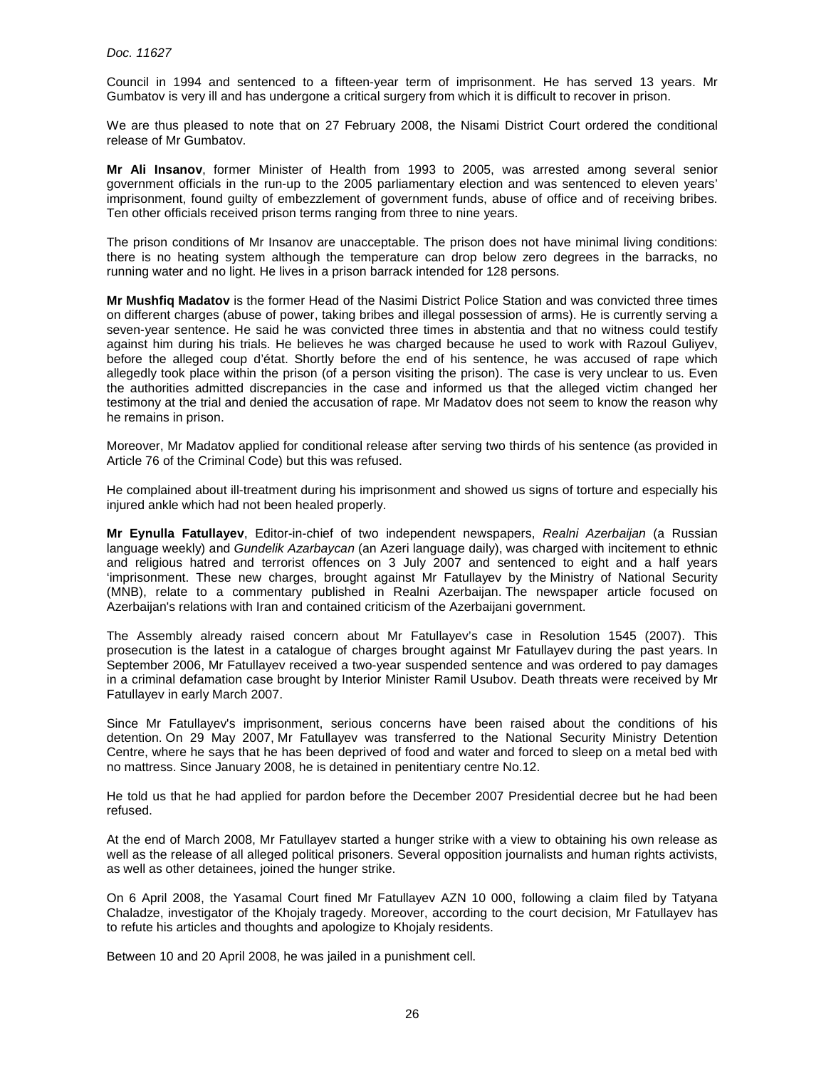Council in 1994 and sentenced to a fifteen-year term of imprisonment. He has served 13 years. Mr Gumbatov is very ill and has undergone a critical surgery from which it is difficult to recover in prison.

We are thus pleased to note that on 27 February 2008, the Nisami District Court ordered the conditional release of Mr Gumbatov.

**Mr Ali Insanov**, former Minister of Health from 1993 to 2005, was arrested among several senior government officials in the run-up to the 2005 parliamentary election and was sentenced to eleven years' imprisonment, found guilty of embezzlement of government funds, abuse of office and of receiving bribes. Ten other officials received prison terms ranging from three to nine years.

The prison conditions of Mr Insanov are unacceptable. The prison does not have minimal living conditions: there is no heating system although the temperature can drop below zero degrees in the barracks, no running water and no light. He lives in a prison barrack intended for 128 persons.

**Mr Mushfiq Madatov** is the former Head of the Nasimi District Police Station and was convicted three times on different charges (abuse of power, taking bribes and illegal possession of arms). He is currently serving a seven-year sentence. He said he was convicted three times in abstentia and that no witness could testify against him during his trials. He believes he was charged because he used to work with Razoul Guliyev, before the alleged coup d'état. Shortly before the end of his sentence, he was accused of rape which allegedly took place within the prison (of a person visiting the prison). The case is very unclear to us. Even the authorities admitted discrepancies in the case and informed us that the alleged victim changed her testimony at the trial and denied the accusation of rape. Mr Madatov does not seem to know the reason why he remains in prison.

Moreover, Mr Madatov applied for conditional release after serving two thirds of his sentence (as provided in Article 76 of the Criminal Code) but this was refused.

He complained about ill-treatment during his imprisonment and showed us signs of torture and especially his injured ankle which had not been healed properly.

**Mr Eynulla Fatullayev**, Editor-in-chief of two independent newspapers, *Realni Azerbaijan* (a Russian language weekly) and *Gundelik Azarbaycan* (an Azeri language daily), was charged with incitement to ethnic and religious hatred and terrorist offences on 3 July 2007 and sentenced to eight and a half years 'imprisonment. These new charges, brought against Mr Fatullayev by the Ministry of National Security (MNB), relate to a commentary published in Realni Azerbaijan. The newspaper article focused on Azerbaijan's relations with Iran and contained criticism of the Azerbaijani government.

The Assembly already raised concern about Mr Fatullayev's case in Resolution 1545 (2007). This prosecution is the latest in a catalogue of charges brought against Mr Fatullayev during the past years. In September 2006, Mr Fatullayev received a two-year suspended sentence and was ordered to pay damages in a criminal defamation case brought by Interior Minister Ramil Usubov. Death threats were received by Mr Fatullayev in early March 2007.

Since Mr Fatullayev's imprisonment, serious concerns have been raised about the conditions of his detention. On 29 May 2007, Mr Fatullayev was transferred to the National Security Ministry Detention Centre, where he says that he has been deprived of food and water and forced to sleep on a metal bed with no mattress. Since January 2008, he is detained in penitentiary centre No.12.

He told us that he had applied for pardon before the December 2007 Presidential decree but he had been refused.

At the end of March 2008, Mr Fatullayev started a hunger strike with a view to obtaining his own release as well as the release of all alleged political prisoners. Several opposition journalists and human rights activists, as well as other detainees, joined the hunger strike.

On 6 April 2008, the Yasamal Court fined Mr Fatullayev AZN 10 000, following a claim filed by Tatyana Chaladze, investigator of the Khojaly tragedy. Moreover, according to the court decision, Mr Fatullayev has to refute his articles and thoughts and apologize to Khojaly residents.

Between 10 and 20 April 2008, he was jailed in a punishment cell.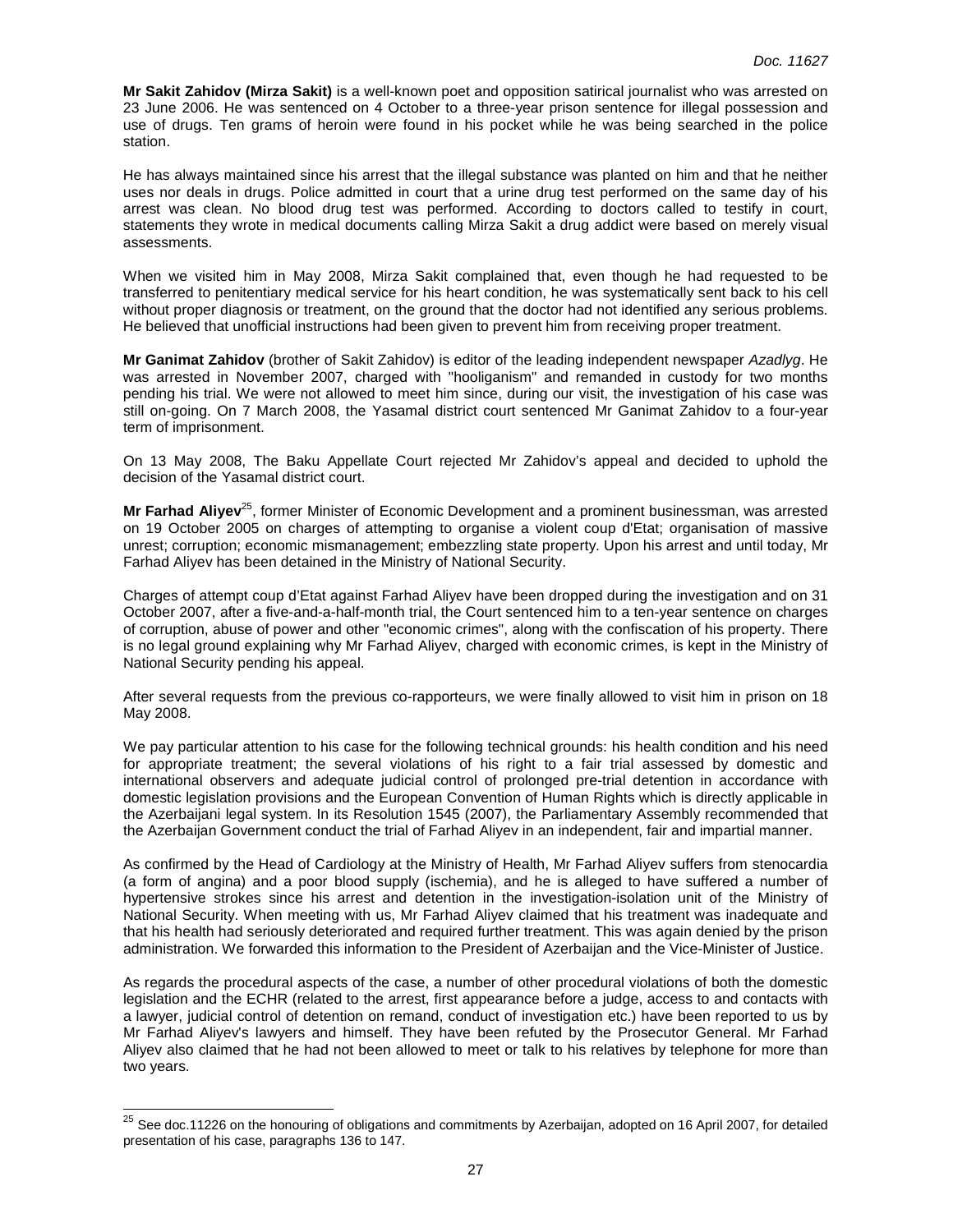**Mr Sakit Zahidov (Mirza Sakit)** is a well-known poet and opposition satirical journalist who was arrested on 23 June 2006. He was sentenced on 4 October to a three-year prison sentence for illegal possession and use of drugs. Ten grams of heroin were found in his pocket while he was being searched in the police station.

He has always maintained since his arrest that the illegal substance was planted on him and that he neither uses nor deals in drugs. Police admitted in court that a urine drug test performed on the same day of his arrest was clean. No blood drug test was performed. According to doctors called to testify in court, statements they wrote in medical documents calling Mirza Sakit a drug addict were based on merely visual assessments.

When we visited him in May 2008, Mirza Sakit complained that, even though he had requested to be transferred to penitentiary medical service for his heart condition, he was systematically sent back to his cell without proper diagnosis or treatment, on the ground that the doctor had not identified any serious problems. He believed that unofficial instructions had been given to prevent him from receiving proper treatment.

**Mr Ganimat Zahidov** (brother of Sakit Zahidov) is editor of the leading independent newspaper *Azadlyg*. He was arrested in November 2007, charged with "hooliganism" and remanded in custody for two months pending his trial. We were not allowed to meet him since, during our visit, the investigation of his case was still on-going. On 7 March 2008, the Yasamal district court sentenced Mr Ganimat Zahidov to a four-year term of imprisonment.

On 13 May 2008, The Baku Appellate Court rejected Mr Zahidov's appeal and decided to uphold the decision of the Yasamal district court.

**Mr Farhad Aliyev**[25], former Minister of Economic Development and a prominent businessman, was arrested on 19 October 2005 on charges of attempting to organise a violent coup d'Etat; organisation of massive unrest; corruption; economic mismanagement; embezzling state property. Upon his arrest and until today, Mr Farhad Aliyev has been detained in the Ministry of National Security.

Charges of attempt coup d'Etat against Farhad Aliyev have been dropped during the investigation and on 31 October 2007, after a five-and-a-half-month trial, the Court sentenced him to a ten-year sentence on charges of corruption, abuse of power and other "economic crimes", along with the confiscation of his property. There is no legal ground explaining why Mr Farhad Aliyev, charged with economic crimes, is kept in the Ministry of National Security pending his appeal.

After several requests from the previous co-rapporteurs, we were finally allowed to visit him in prison on 18 May 2008.

We pay particular attention to his case for the following technical grounds: his health condition and his need for appropriate treatment; the several violations of his right to a fair trial assessed by domestic and international observers and adequate judicial control of prolonged pre-trial detention in accordance with domestic legislation provisions and the European Convention of Human Rights which is directly applicable in the Azerbaijani legal system. In its Resolution 1545 (2007), the Parliamentary Assembly recommended that the Azerbaijan Government conduct the trial of Farhad Aliyev in an independent, fair and impartial manner.

As confirmed by the Head of Cardiology at the Ministry of Health, Mr Farhad Aliyev suffers from stenocardia (a form of angina) and a poor blood supply (ischemia), and he is alleged to have suffered a number of hypertensive strokes since his arrest and detention in the investigation-isolation unit of the Ministry of National Security. When meeting with us, Mr Farhad Aliyev claimed that his treatment was inadequate and that his health had seriously deteriorated and required further treatment. This was again denied by the prison administration. We forwarded this information to the President of Azerbaijan and the Vice-Minister of Justice.

As regards the procedural aspects of the case, a number of other procedural violations of both the domestic legislation and the ECHR (related to the arrest, first appearance before a judge, access to and contacts with a lawyer, judicial control of detention on remand, conduct of investigation etc.) have been reported to us by Mr Farhad Aliyev's lawyers and himself. They have been refuted by the Prosecutor General. Mr Farhad Aliyev also claimed that he had not been allowed to meet or talk to his relatives by telephone for more than two years.

---

[25] See doc.11226 on the honouring of obligations and commitments by Azerbaijan, adopted on 16 April 2007, for detailed presentation of his case, paragraphs 136 to 147.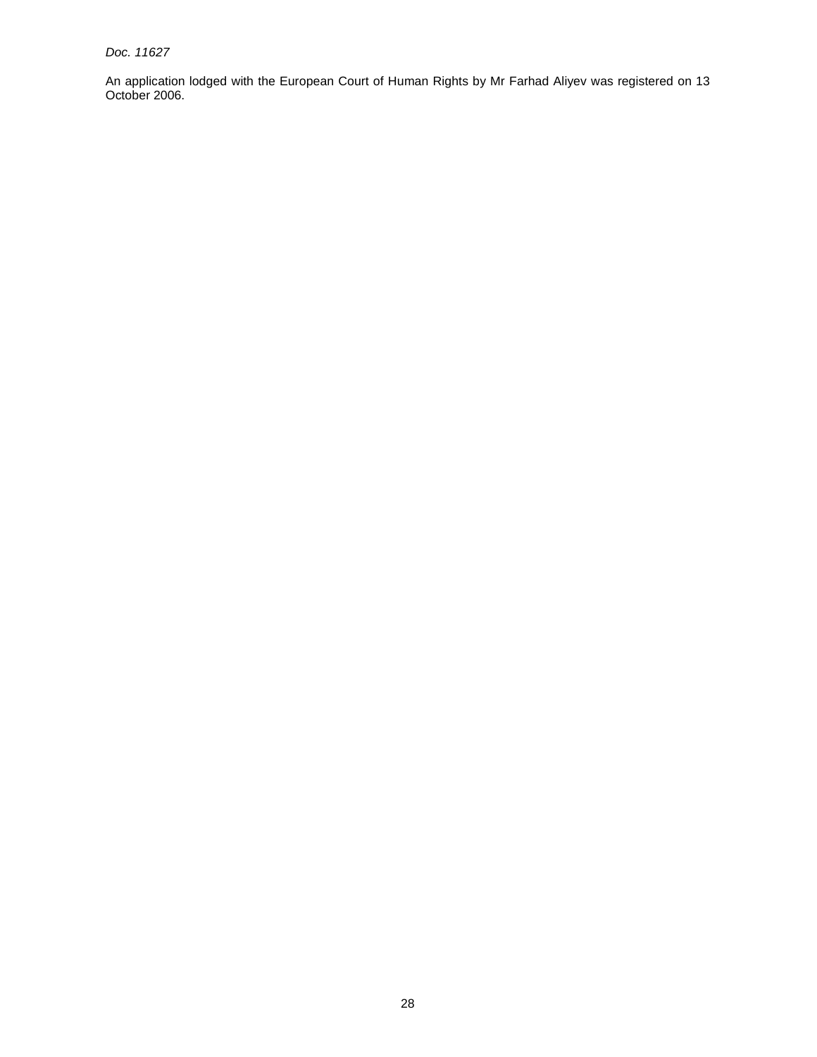An application lodged with the European Court of Human Rights by Mr Farhad Aliyev was registered on 13 October 2006.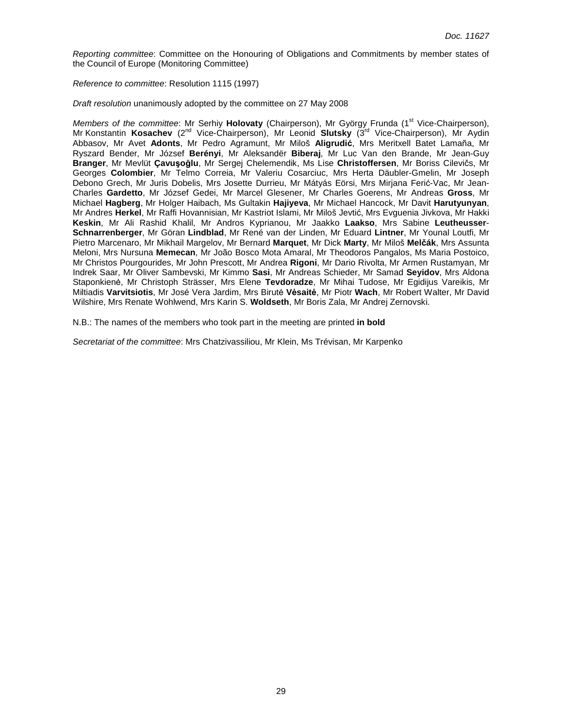*Reporting committee*: Committee on the Honouring of Obligations and Commitments by member states of the Council of Europe (Monitoring Committee)

*Reference to committee*: Resolution 1115 (1997)

*Draft resolution* unanimously adopted by the committee on 27 May 2008

*Members of the committee*: Mr Serhiy **Holovaty** (Chairperson), Mr György Frunda (1st Vice-Chairperson), Mr Konstantin **Kosachev** (2nd Vice-Chairperson), Mr Leonid **Slutsky** (3rd Vice-Chairperson), Mr Aydin Abbasov, Mr Avet **Adonts**, Mr Pedro Agramunt, Mr Miloš **Aligrudić**, Mrs Meritxell Batet Lamaña, Mr Ryszard Bender, Mr József **Berényi**, Mr Aleksandër **Biberaj**, Mr Luc Van den Brande, Mr Jean-Guy **Branger**, Mr Mevlüt **Çavuşoğlu**, Mr Sergej Chelemendik, Ms Lise **Christoffersen**, Mr Boriss Cilevičs, Mr Georges **Colombier**, Mr Telmo Correia, Mr Valeriu Cosarciuc, Mrs Herta Däubler-Gmelin, Mr Joseph Debono Grech, Mr Juris Dobelis, Mrs Josette Durrieu, Mr Mátyás Eörsi, Mrs Mirjana Ferić-Vac, Mr Jean-Charles **Gardetto**, Mr József Gedei, Mr Marcel Glesener, Mr Charles Goerens, Mr Andreas **Gross**, Mr Michael **Hagberg**, Mr Holger Haibach, Ms Gultakin **Hajiyeva**, Mr Michael Hancock, Mr Davit **Harutyunyan**, Mr Andres **Herkel**, Mr Raffi Hovannisian, Mr Kastriot Islami, Mr Miloš Jevtić, Mrs Evguenia Jivkova, Mr Hakki **Keskin**, Mr Ali Rashid Khalil, Mr Andros Kyprianou, Mr Jaakko **Laakso**, Mrs Sabine **Leutheusser-Schnarrenberger**, Mr Göran **Lindblad**, Mr René van der Linden, Mr Eduard **Lintner**, Mr Younal Loutfi, Mr Pietro Marcenaro, Mr Mikhail Margelov, Mr Bernard **Marquet**, Mr Dick **Marty**, Mr Miloš **Melčák**, Mrs Assunta Meloni, Mrs Nursuna **Memecan**, Mr João Bosco Mota Amaral, Mr Theodoros Pangalos, Ms Maria Postoico, Mr Christos Pourgourides, Mr John Prescott, Mr Andrea **Rigoni**, Mr Dario Rivolta, Mr Armen Rustamyan, Mr Indrek Saar, Mr Oliver Sambevski, Mr Kimmo **Sasi**, Mr Andreas Schieder, Mr Samad **Seyidov**, Mrs Aldona Staponkienė, Mr Christoph Strässer, Mrs Elene **Tevdoradze**, Mr Mihai Tudose, Mr Egidijus Vareikis, Mr Miltiadis **Varvitsiotis**, Mr José Vera Jardim, Mrs Birutė **Vėsaitė**, Mr Piotr **Wach**, Mr Robert Walter, Mr David Wilshire, Mrs Renate Wohlwend, Mrs Karin S. **Woldseth**, Mr Boris Zala, Mr Andrej Zernovski.

N.B.: The names of the members who took part in the meeting are printed **in bold**

*Secretariat of the committee*: Mrs Chatzivassiliou, Mr Klein, Ms Trévisan, Mr Karpenko